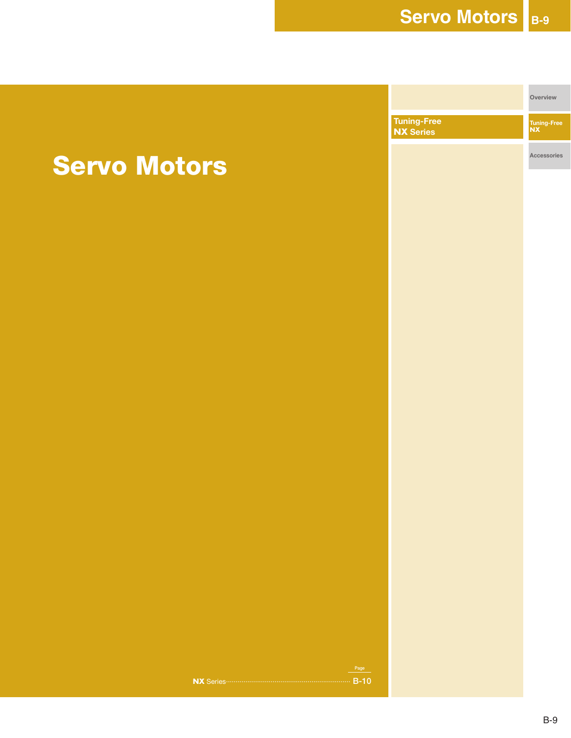# Servo Motors

Tuning-Free
**NX** Series

Overview

Tuning-Free NX

Accessories

| | Page |
|---|---|
| **NX** Series | B-10 |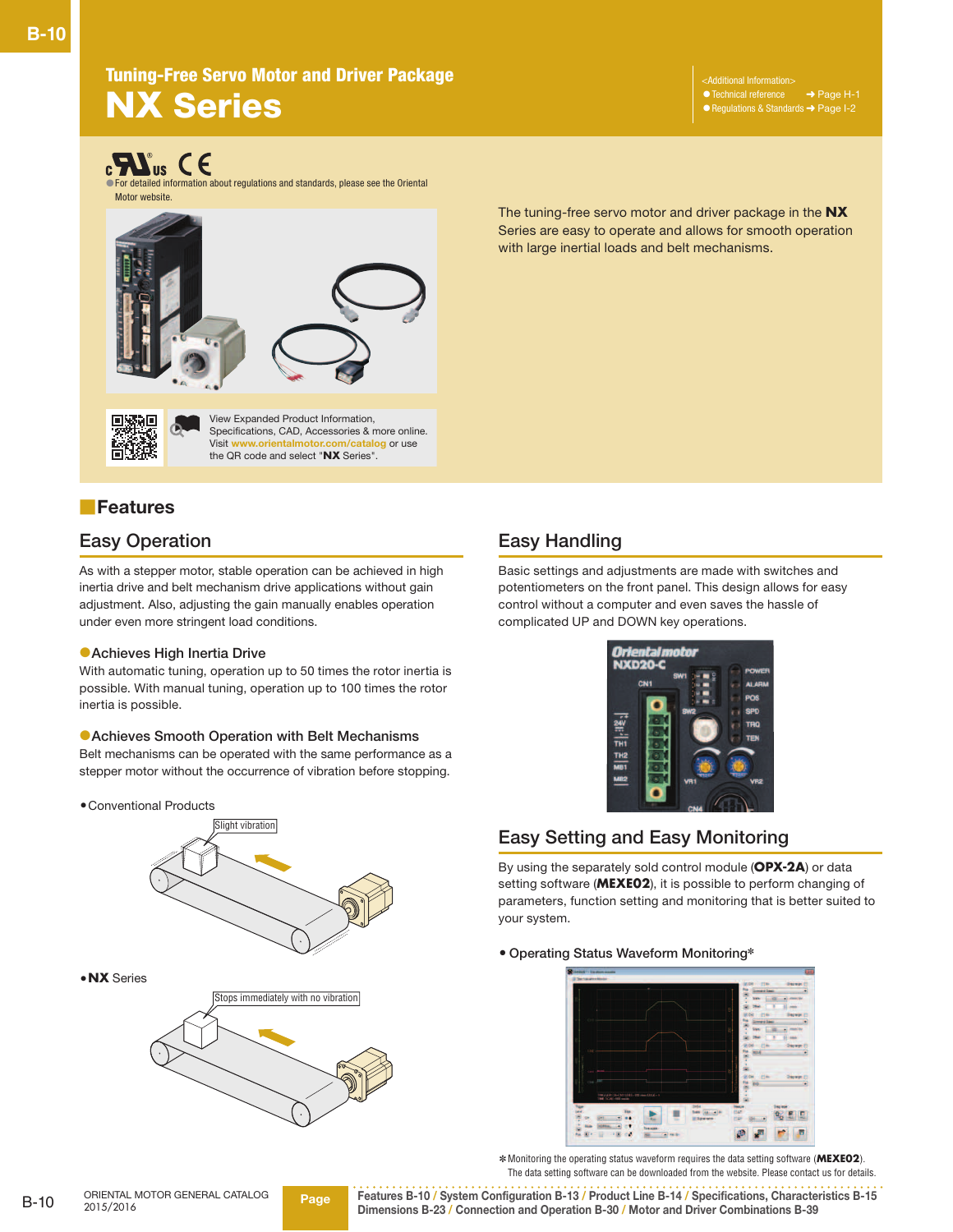Tuning-Free Servo Motor and Driver Package

# NX Series

<Additional Information>
- Technical reference ➜ Page H-1
- Regulations & Standards ➜ Page I-2

- For detailed information about regulations and standards, please see the Oriental Motor website.

View Expanded Product Information, Specifications, CAD, Accessories & more online. Visit www.orientalmotor.com/catalog or use the QR code and select "**NX** Series".

The tuning-free servo motor and driver package in the **NX** Series are easy to operate and allows for smooth operation with large inertial loads and belt mechanisms.

## Features

### Easy Operation

As with a stepper motor, stable operation can be achieved in high inertia drive and belt mechanism drive applications without gain adjustment. Also, adjusting the gain manually enables operation under even more stringent load conditions.

#### ●Achieves High Inertia Drive

With automatic tuning, operation up to 50 times the rotor inertia is possible. With manual tuning, operation up to 100 times the rotor inertia is possible.

#### ●Achieves Smooth Operation with Belt Mechanisms

Belt mechanisms can be operated with the same performance as a stepper motor without the occurrence of vibration before stopping.

- Conventional Products

Slight vibration

- **NX** Series

Stops immediately with no vibration

### Easy Handling

Basic settings and adjustments are made with switches and potentiometers on the front panel. This design allows for easy control without a computer and even saves the hassle of complicated UP and DOWN key operations.

### Easy Setting and Easy Monitoring

By using the separately sold control module (**OPX-2A**) or data setting software (**MEXE02**), it is possible to perform changing of parameters, function setting and monitoring that is better suited to your system.

- Operating Status Waveform Monitoring*

*Monitoring the operating status waveform requires the data setting software (**MEXE02**). The data setting software can be downloaded from the website. Please contact us for details.

Page: Features B-10 / System Configuration B-13 / Product Line B-14 / Specifications, Characteristics B-15 Dimensions B-23 / Connection and Operation B-30 / Motor and Driver Combinations B-39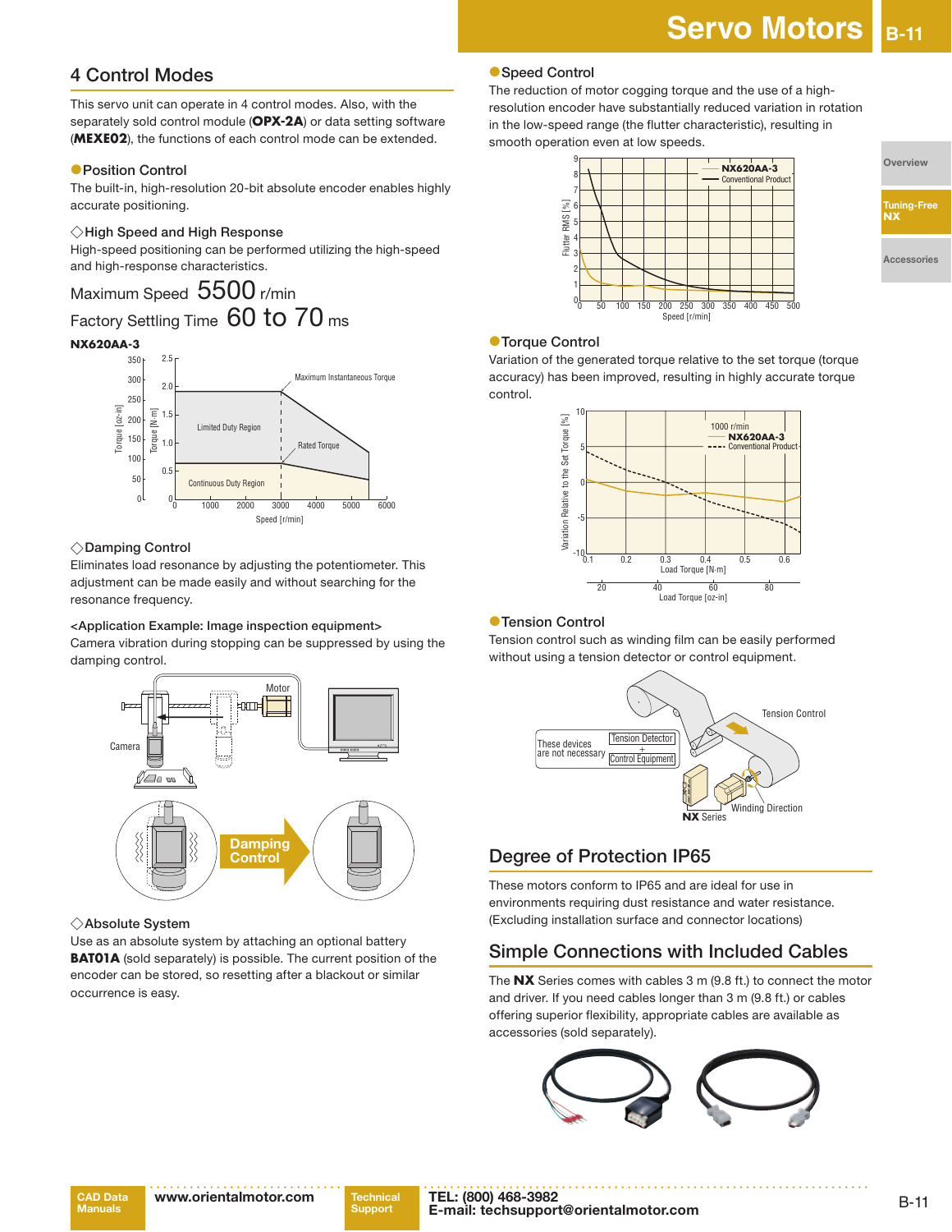## 4 Control Modes

This servo unit can operate in 4 control modes. Also, with the separately sold control module (**OPX-2A**) or data setting software (**MEXE02**), the functions of each control mode can be extended.

### ●Position Control

The built-in, high-resolution 20-bit absolute encoder enables highly accurate positioning.

#### ◇High Speed and High Response

High-speed positioning can be performed utilizing the high-speed and high-response characteristics.

Maximum Speed 5500 r/min

Factory Settling Time 60 to 70 ms

**NX620AA-3**

#### ◇Damping Control

Eliminates load resonance by adjusting the potentiometer. This adjustment can be made easily and without searching for the resonance frequency.

<Application Example: Image inspection equipment>
Camera vibration during stopping can be suppressed by using the damping control.

#### ◇Absolute System

Use as an absolute system by attaching an optional battery **BAT01A** (sold separately) is possible. The current position of the encoder can be stored, so resetting after a blackout or similar occurrence is easy.

### ●Speed Control

The reduction of motor cogging torque and the use of a high-resolution encoder have substantially reduced variation in rotation in the low-speed range (the flutter characteristic), resulting in smooth operation even at low speeds.

### ●Torque Control

Variation of the generated torque relative to the set torque (torque accuracy) has been improved, resulting in highly accurate torque control.

### ●Tension Control

Tension control such as winding film can be easily performed without using a tension detector or control equipment.

## Degree of Protection IP65

These motors conform to IP65 and are ideal for use in environments requiring dust resistance and water resistance. (Excluding installation surface and connector locations)

## Simple Connections with Included Cables

The **NX** Series comes with cables 3 m (9.8 ft.) to connect the motor and driver. If you need cables longer than 3 m (9.8 ft.) or cables offering superior flexibility, appropriate cables are available as accessories (sold separately).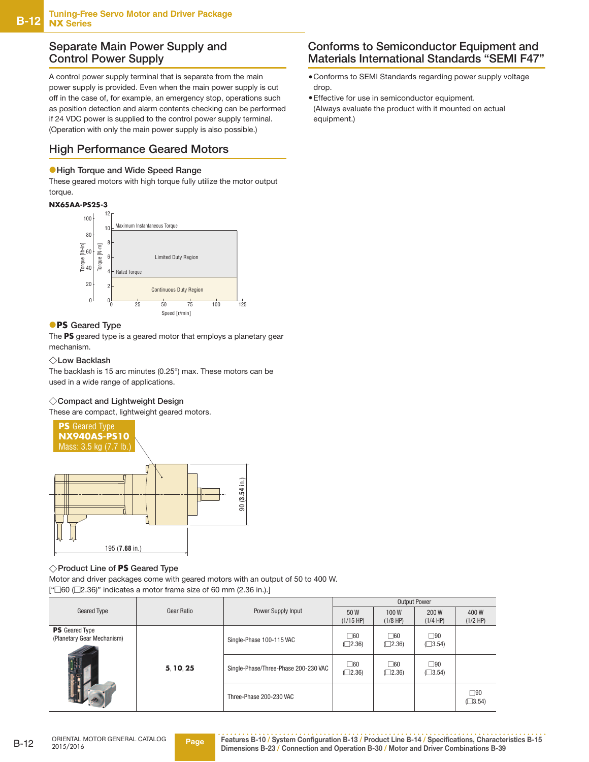## Separate Main Power Supply and Control Power Supply

A control power supply terminal that is separate from the main power supply is provided. Even when the main power supply is cut off in the case of, for example, an emergency stop, operations such as position detection and alarm contents checking can be performed if 24 VDC power is supplied to the control power supply terminal. (Operation with only the main power supply is also possible.)

## High Performance Geared Motors

### ●High Torque and Wide Speed Range

These geared motors with high torque fully utilize the motor output torque.

**NX65AA-PS25-3**

Maximum Instantaneous Torque

Limited Duty Region

Rated Torque

Continuous Duty Region

Torque [lb-in] / Torque [N·m] / Speed [r/min]

### ●PS Geared Type

The **PS** geared type is a geared motor that employs a planetary gear mechanism.

◇Low Backlash

The backlash is 15 arc minutes (0.25°) max. These motors can be used in a wide range of applications.

◇Compact and Lightweight Design

These are compact, lightweight geared motors.

**PS** Geared Type
**NX940AS-PS10**
Mass: 3.5 kg (7.7 lb.)

90 (**3.54** in.)

195 (**7.68** in.)

◇Product Line of **PS** Geared Type

Motor and driver packages come with geared motors with an output of 50 to 400 W.
["□60 (□2.36)" indicates a motor frame size of 60 mm (2.36 in.).]

| Geared Type | Gear Ratio | Power Supply Input | Output Power | | | |
|---|---|---|---|---|---|---|
| | | | 50 W (1/15 HP) | 100 W (1/8 HP) | 200 W (1/4 HP) | 400 W (1/2 HP) |
| **PS** Geared Type (Planetary Gear Mechanism) | **5**, **10**, **25** | Single-Phase 100-115 VAC | □60 (□2.36) | □60 (□2.36) | □90 (□3.54) | |
| | | Single-Phase/Three-Phase 200-230 VAC | □60 (□2.36) | □60 (□2.36) | □90 (□3.54) | |
| | | Three-Phase 200-230 VAC | | | | □90 (□3.54) |

## Conforms to Semiconductor Equipment and Materials International Standards "SEMI F47"

- Conforms to SEMI Standards regarding power supply voltage drop.
- Effective for use in semiconductor equipment. (Always evaluate the product with it mounted on actual equipment.)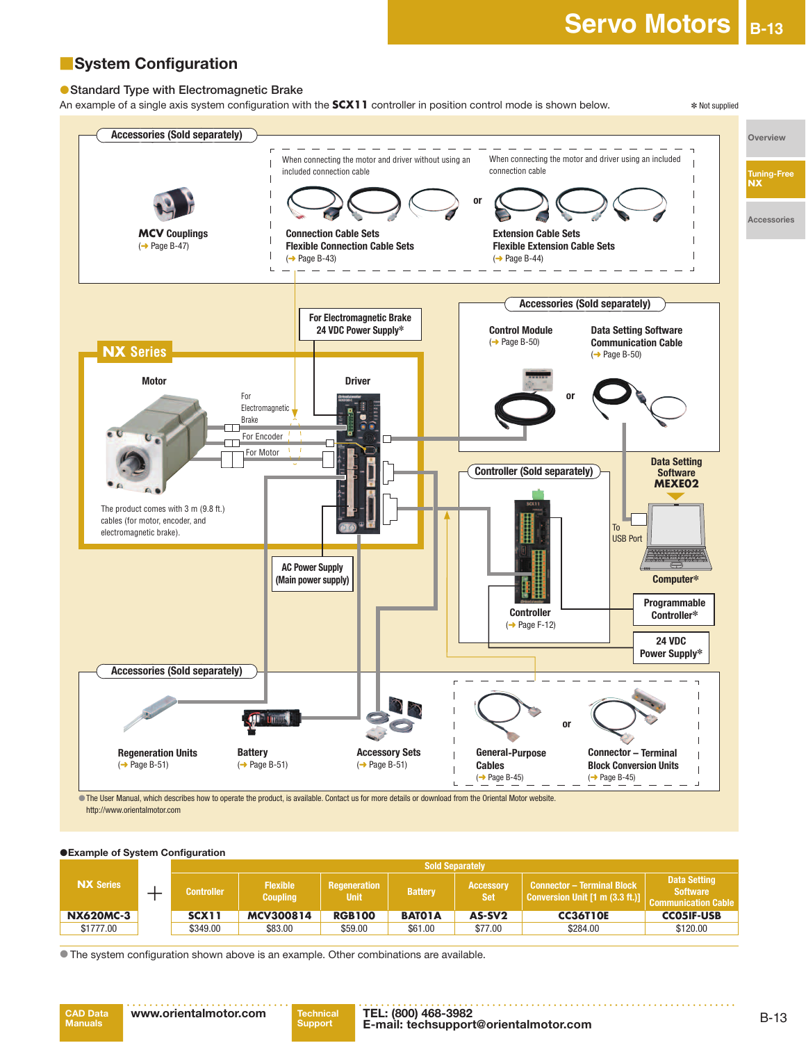## System Configuration

### ●Standard Type with Electromagnetic Brake

An example of a single axis system configuration with the **SCX11** controller in position control mode is shown below.

✻ Not supplied

**Accessories (Sold separately)**

**MCV Couplings**
(➜ Page B-47)

When connecting the motor and driver without using an included connection cable

**Connection Cable Sets**
**Flexible Connection Cable Sets**
(➜ Page B-43)

or

When connecting the motor and driver using an included connection cable

**Extension Cable Sets**
**Flexible Extension Cable Sets**
(➜ Page B-44)

**For Electromagnetic Brake 24 VDC Power Supply✻**

**NX Series**

**Motor**

For Electromagnetic Brake

For Encoder

For Motor

**Driver**

The product comes with 3 m (9.8 ft.) cables (for motor, encoder, and electromagnetic brake).

**AC Power Supply (Main power supply)**

**Accessories (Sold separately)**

**Control Module**
(➜ Page B-50)

or

**Data Setting Software Communication Cable**
(➜ Page B-50)

**Controller (Sold separately)**

**Controller**
(➜ Page F-12)

**Data Setting Software MEXE02**

To USB Port

**Computer✻**

**Programmable Controller✻**

**24 VDC Power Supply✻**

**Accessories (Sold separately)**

**Regeneration Units**
(➜ Page B-51)

**Battery**
(➜ Page B-51)

**Accessory Sets**
(➜ Page B-51)

**General-Purpose Cables**
(➜ Page B-45)

or

**Connector – Terminal Block Conversion Units**
(➜ Page B-45)

● The User Manual, which describes how to operate the product, is available. Contact us for more details or download from the Oriental Motor website.
http://www.orientalmotor.com

### ●Example of System Configuration

| NX Series | + | Sold Separately | | | | | | |
|---|---|---|---|---|---|---|---|---|
| | | Controller | Flexible Coupling | Regeneration Unit | Battery | Accessory Set | Connector – Terminal Block Conversion Unit [1 m (3.3 ft.)] | Data Setting Software Communication Cable |
| NX620MC-3 | | SCX11 | MCV300814 | RGB100 | BAT01A | AS-SV2 | CC36T10E | CC05IF-USB |
| $1777.00 | | $349.00 | $83.00 | $59.00 | $61.00 | $77.00 | $284.00 | $120.00 |

● The system configuration shown above is an example. Other combinations are available.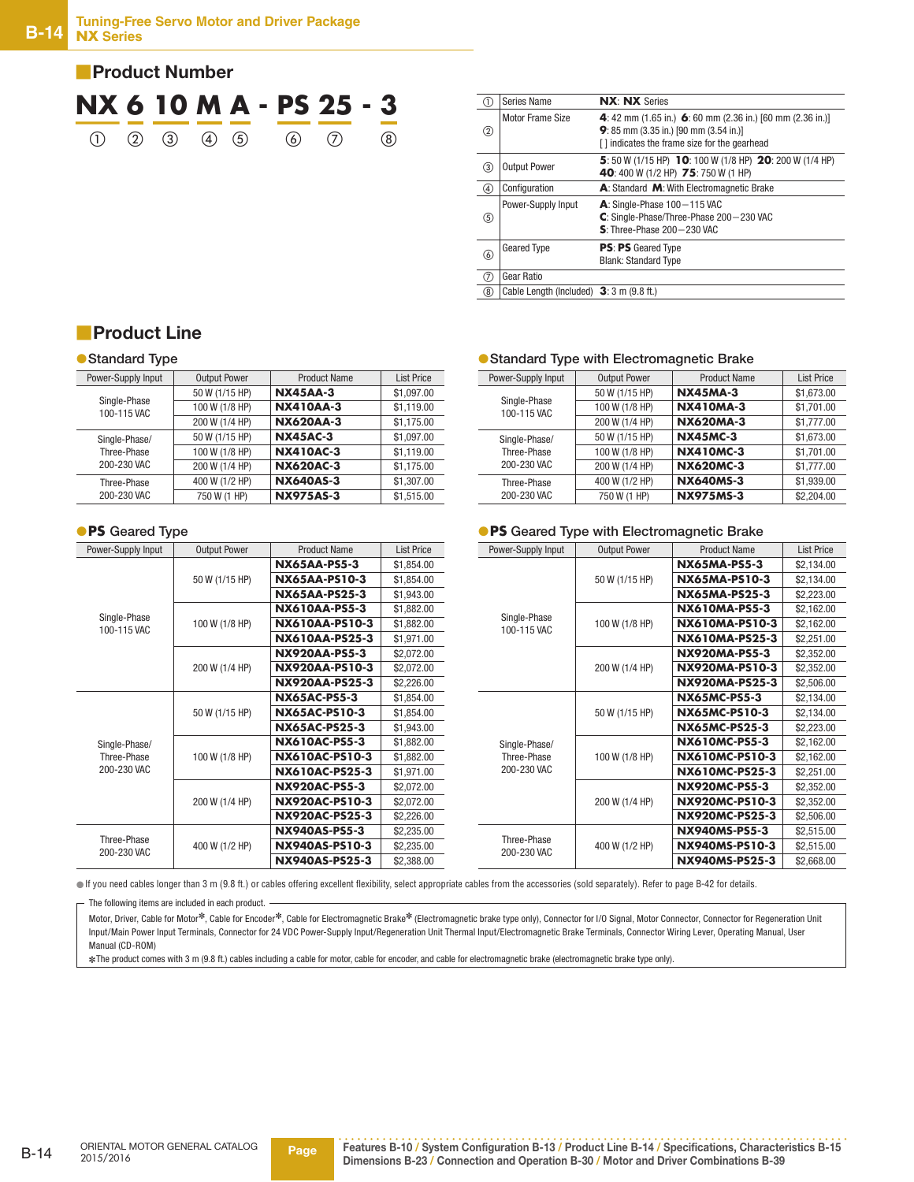## Product Number

**NX 6 10 M A - PS 25 - 3**

① ② ③ ④ ⑤ ⑥ ⑦ ⑧

| | | |
|---|---|---|
| ① | Series Name | **NX**: **NX** Series |
| ② | Motor Frame Size | **4**: 42 mm (1.65 in.) **6**: 60 mm (2.36 in.) [60 mm (2.36 in.)]<br>**9**: 85 mm (3.35 in.) [90 mm (3.54 in.)]<br>[ ] indicates the frame size for the gearhead |
| ③ | Output Power | **5**: 50 W (1/15 HP) **10**: 100 W (1/8 HP) **20**: 200 W (1/4 HP)<br>**40**: 400 W (1/2 HP) **75**: 750 W (1 HP) |
| ④ | Configuration | **A**: Standard **M**: With Electromagnetic Brake |
| ⑤ | Power-Supply Input | **A**: Single-Phase 100−115 VAC<br>**C**: Single-Phase/Three-Phase 200−230 VAC<br>**S**: Three-Phase 200−230 VAC |
| ⑥ | Geared Type | **PS**: **PS** Geared Type<br>Blank: Standard Type |
| ⑦ | Gear Ratio | |
| ⑧ | Cable Length (Included) | **3**: 3 m (9.8 ft.) |

## Product Line

### ● Standard Type

| Power-Supply Input | Output Power | Product Name | List Price |
|---|---|---|---|
| Single-Phase 100-115 VAC | 50 W (1/15 HP) | **NX45AA-3** | $1,097.00 |
| | 100 W (1/8 HP) | **NX410AA-3** | $1,119.00 |
| | 200 W (1/4 HP) | **NX620AA-3** | $1,175.00 |
| Single-Phase/ Three-Phase 200-230 VAC | 50 W (1/15 HP) | **NX45AC-3** | $1,097.00 |
| | 100 W (1/8 HP) | **NX410AC-3** | $1,119.00 |
| | 200 W (1/4 HP) | **NX620AC-3** | $1,175.00 |
| Three-Phase 200-230 VAC | 400 W (1/2 HP) | **NX640AS-3** | $1,307.00 |
| | 750 W (1 HP) | **NX975AS-3** | $1,515.00 |

### ● Standard Type with Electromagnetic Brake

| Power-Supply Input | Output Power | Product Name | List Price |
|---|---|---|---|
| Single-Phase 100-115 VAC | 50 W (1/15 HP) | **NX45MA-3** | $1,673.00 |
| | 100 W (1/8 HP) | **NX410MA-3** | $1,701.00 |
| | 200 W (1/4 HP) | **NX620MA-3** | $1,777.00 |
| Single-Phase/ Three-Phase 200-230 VAC | 50 W (1/15 HP) | **NX45MC-3** | $1,673.00 |
| | 100 W (1/8 HP) | **NX410MC-3** | $1,701.00 |
| | 200 W (1/4 HP) | **NX620MC-3** | $1,777.00 |
| Three-Phase 200-230 VAC | 400 W (1/2 HP) | **NX640MS-3** | $1,939.00 |
| | 750 W (1 HP) | **NX975MS-3** | $2,204.00 |

### ● PS Geared Type

| Power-Supply Input | Output Power | Product Name | List Price |
|---|---|---|---|
| Single-Phase 100-115 VAC | 50 W (1/15 HP) | **NX65AA-PS5-3** | $1,854.00 |
| | | **NX65AA-PS10-3** | $1,854.00 |
| | | **NX65AA-PS25-3** | $1,943.00 |
| | 100 W (1/8 HP) | **NX610AA-PS5-3** | $1,882.00 |
| | | **NX610AA-PS10-3** | $1,882.00 |
| | | **NX610AA-PS25-3** | $1,971.00 |
| | 200 W (1/4 HP) | **NX920AA-PS5-3** | $2,072.00 |
| | | **NX920AA-PS10-3** | $2,072.00 |
| | | **NX920AA-PS25-3** | $2,226.00 |
| Single-Phase/ Three-Phase 200-230 VAC | 50 W (1/15 HP) | **NX65AC-PS5-3** | $1,854.00 |
| | | **NX65AC-PS10-3** | $1,854.00 |
| | | **NX65AC-PS25-3** | $1,943.00 |
| | 100 W (1/8 HP) | **NX610AC-PS5-3** | $1,882.00 |
| | | **NX610AC-PS10-3** | $1,882.00 |
| | | **NX610AC-PS25-3** | $1,971.00 |
| | 200 W (1/4 HP) | **NX920AC-PS5-3** | $2,072.00 |
| | | **NX920AC-PS10-3** | $2,072.00 |
| | | **NX920AC-PS25-3** | $2,226.00 |
| Three-Phase 200-230 VAC | 400 W (1/2 HP) | **NX940AS-PS5-3** | $2,235.00 |
| | | **NX940AS-PS10-3** | $2,235.00 |
| | | **NX940AS-PS25-3** | $2,388.00 |

### ● PS Geared Type with Electromagnetic Brake

| Power-Supply Input | Output Power | Product Name | List Price |
|---|---|---|---|
| Single-Phase 100-115 VAC | 50 W (1/15 HP) | **NX65MA-PS5-3** | $2,134.00 |
| | | **NX65MA-PS10-3** | $2,134.00 |
| | | **NX65MA-PS25-3** | $2,223.00 |
| | 100 W (1/8 HP) | **NX610MA-PS5-3** | $2,162.00 |
| | | **NX610MA-PS10-3** | $2,162.00 |
| | | **NX610MA-PS25-3** | $2,251.00 |
| | 200 W (1/4 HP) | **NX920MA-PS5-3** | $2,352.00 |
| | | **NX920MA-PS10-3** | $2,352.00 |
| | | **NX920MA-PS25-3** | $2,506.00 |
| Single-Phase/ Three-Phase 200-230 VAC | 50 W (1/15 HP) | **NX65MC-PS5-3** | $2,134.00 |
| | | **NX65MC-PS10-3** | $2,134.00 |
| | | **NX65MC-PS25-3** | $2,223.00 |
| | 100 W (1/8 HP) | **NX610MC-PS5-3** | $2,162.00 |
| | | **NX610MC-PS10-3** | $2,162.00 |
| | | **NX610MC-PS25-3** | $2,251.00 |
| | 200 W (1/4 HP) | **NX920MC-PS5-3** | $2,352.00 |
| | | **NX920MC-PS10-3** | $2,352.00 |
| | | **NX920MC-PS25-3** | $2,506.00 |
| Three-Phase 200-230 VAC | 400 W (1/2 HP) | **NX940MS-PS5-3** | $2,515.00 |
| | | **NX940MS-PS10-3** | $2,515.00 |
| | | **NX940MS-PS25-3** | $2,668.00 |

● If you need cables longer than 3 m (9.8 ft.) or cables offering excellent flexibility, select appropriate cables from the accessories (sold separately). Refer to page B-42 for details.

The following items are included in each product.

Motor, Driver, Cable for Motor*, Cable for Encoder*, Cable for Electromagnetic Brake* (Electromagnetic brake type only), Connector for I/O Signal, Motor Connector, Connector for Regeneration Unit Input/Main Power Input Terminals, Connector for 24 VDC Power-Supply Input/Regeneration Unit Thermal Input/Electromagnetic Brake Terminals, Connector Wiring Lever, Operating Manual, User Manual (CD-ROM)

*The product comes with 3 m (9.8 ft.) cables including a cable for motor, cable for encoder, and cable for electromagnetic brake (electromagnetic brake type only).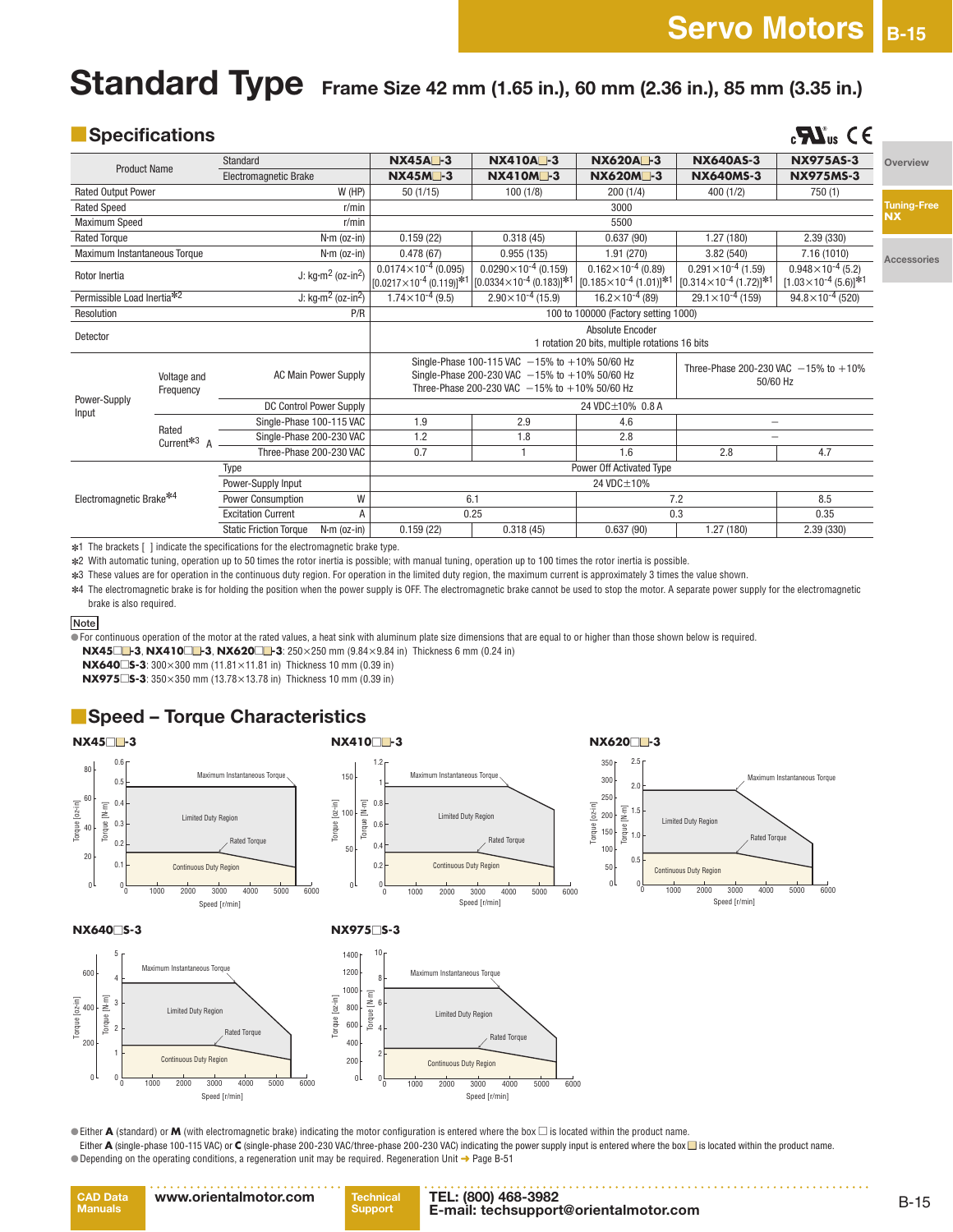# Standard Type Frame Size 42 mm (1.65 in.), 60 mm (2.36 in.), 85 mm (3.35 in.)

## Specifications

| Product Name | | Standard | | NX45A□-3 | NX410A□-3 | NX620A□-3 | NX640AS-3 | NX975AS-3 |
|---|---|---|---|---|---|---|---|---|
| | | Electromagnetic Brake | | NX45M□-3 | NX410M□-3 | NX620M□-3 | NX640MS-3 | NX975MS-3 |
| Rated Output Power | | | W (HP) | 50 (1/15) | 100 (1/8) | 200 (1/4) | 400 (1/2) | 750 (1) |
| Rated Speed | | | r/min | 3000 | | | | |
| Maximum Speed | | | r/min | 5500 | | | | |
| Rated Torque | | | N·m (oz-in) | 0.159 (22) | 0.318 (45) | 0.637 (90) | 1.27 (180) | 2.39 (330) |
| Maximum Instantaneous Torque | | | N·m (oz-in) | 0.478 (67) | 0.955 (135) | 1.91 (270) | 3.82 (540) | 7.16 (1010) |
| Rotor Inertia | | | J: kg·m² (oz-in²) | $0.0174\times10^{-4}$ (0.095) [$0.0217\times10^{-4}$ (0.119)]*1 | $0.0290\times10^{-4}$ (0.159) [$0.0334\times10^{-4}$ (0.183)]*1 | $0.162\times10^{-4}$ (0.89) [$0.185\times10^{-4}$ (1.01)]*1 | $0.291\times10^{-4}$ (1.59) [$0.314\times10^{-4}$ (1.72)]*1 | $0.948\times10^{-4}$ (5.2) [$1.03\times10^{-4}$ (5.6)]*1 |
| Permissible Load Inertia*2 | | | J: kg·m² (oz-in²) | $1.74\times10^{-4}$ (9.5) | $2.90\times10^{-4}$ (15.9) | $16.2\times10^{-4}$ (89) | $29.1\times10^{-4}$ (159) | $94.8\times10^{-4}$ (520) |
| Resolution | | | P/R | 100 to 100000 (Factory setting 1000) | | | | |
| Detector | | | | Absolute Encoder 1 rotation 20 bits, multiple rotations 16 bits | | | | |
| Power-Supply Input | Voltage and Frequency | AC Main Power Supply | | Single-Phase 100-115 VAC −15% to +10% 50/60 Hz Single-Phase 200-230 VAC −15% to +10% 50/60 Hz Three-Phase 200-230 VAC −15% to +10% 50/60 Hz | | | Three-Phase 200-230 VAC −15% to +10% 50/60 Hz | |
| | | DC Control Power Supply | | 24 VDC±10% 0.8 A | | | | |
| | Rated Current*3 A | Single-Phase 100-115 VAC | | 1.9 | 2.9 | 4.6 | − | |
| | | Single-Phase 200-230 VAC | | 1.2 | 1.8 | 2.8 | − | |
| | | Three-Phase 200-230 VAC | | 0.7 | 1 | 1.6 | 2.8 | 4.7 |
| Electromagnetic Brake*4 | | Type | | Power Off Activated Type | | | | |
| | | Power-Supply Input | | 24 VDC±10% | | | | |
| | | Power Consumption | W | 6.1 | | 7.2 | | 8.5 |
| | | Excitation Current | A | 0.25 | | 0.3 | | 0.35 |
| | | Static Friction Torque | N·m (oz-in) | 0.159 (22) | 0.318 (45) | 0.637 (90) | 1.27 (180) | 2.39 (330) |

*1 The brackets [ ] indicate the specifications for the electromagnetic brake type.
*2 With automatic tuning, operation up to 50 times the rotor inertia is possible; with manual tuning, operation up to 100 times the rotor inertia is possible.
*3 These values are for operation in the continuous duty region. For operation in the limited duty region, the maximum current is approximately 3 times the value shown.
*4 The electromagnetic brake is for holding the position when the power supply is OFF. The electromagnetic brake cannot be used to stop the motor. A separate power supply for the electromagnetic brake is also required.

**Note**
- For continuous operation of the motor at the rated values, a heat sink with aluminum plate size dimensions that are equal to or higher than those shown below is required.
  **NX45□□-3**, **NX410□□-3**, **NX620□□-3**: 250×250 mm (9.84×9.84 in) Thickness 6 mm (0.24 in)
  **NX640□S-3**: 300×300 mm (11.81×11.81 in) Thickness 10 mm (0.39 in)
  **NX975□S-3**: 350×350 mm (13.78×13.78 in) Thickness 10 mm (0.39 in)

## Speed – Torque Characteristics

**NX45□□-3**

**NX410□□-3**

**NX620□□-3**

**NX640□S-3**

**NX975□S-3**

- Either **A** (standard) or **M** (with electromagnetic brake) indicating the motor configuration is entered where the box □ is located within the product name.
  Either **A** (single-phase 100-115 VAC) or **C** (single-phase 200-230 VAC/three-phase 200-230 VAC) indicating the power supply input is entered where the box □ is located within the product name.
- Depending on the operating conditions, a regeneration unit may be required. Regeneration Unit → Page B-51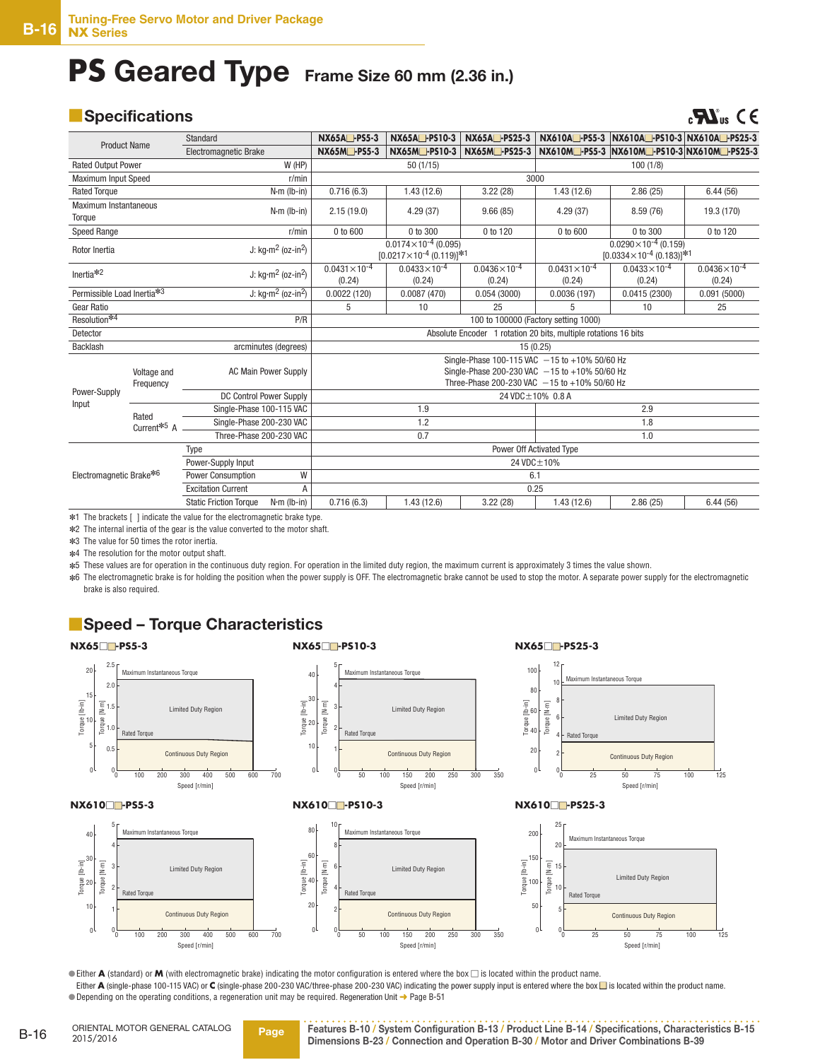# PS Geared Type Frame Size 60 mm (2.36 in.)

## Specifications

| Product Name | | Standard | NX65A□-PS5-3 | NX65A□-PS10-3 | NX65A□-PS25-3 | NX610A□-PS5-3 | NX610A□-PS10-3 | NX610A□-PS25-3 |
|---|---|---|---|---|---|---|---|---|
| | | Electromagnetic Brake | NX65M□-PS5-3 | NX65M□-PS10-3 | NX65M□-PS25-3 | NX610M□-PS5-3 | NX610M□-PS10-3 | NX610M□-PS25-3 |
| Rated Output Power | | W (HP) | 50 (1/15) | | | 100 (1/8) | | |
| Maximum Input Speed | | r/min | 3000 | | | | | |
| Rated Torque | | N·m (lb-in) | 0.716 (6.3) | 1.43 (12.6) | 3.22 (28) | 1.43 (12.6) | 2.86 (25) | 6.44 (56) |
| Maximum Instantaneous Torque | | N·m (lb-in) | 2.15 (19.0) | 4.29 (37) | 9.66 (85) | 4.29 (37) | 8.59 (76) | 19.3 (170) |
| Speed Range | | r/min | 0 to 600 | 0 to 300 | 0 to 120 | 0 to 600 | 0 to 300 | 0 to 120 |
| Rotor Inertia | | J: kg·m² (oz-in²) | $0.0174\times10^{-4}$ (0.095) [$0.0217\times10^{-4}$ (0.119)]*1 | | | $0.0290\times10^{-4}$ (0.159) [$0.0334\times10^{-4}$ (0.183)]*1 | | |
| Inertia*2 | | J: kg·m² (oz-in²) | $0.0431\times10^{-4}$ (0.24) | $0.0433\times10^{-4}$ (0.24) | $0.0436\times10^{-4}$ (0.24) | $0.0431\times10^{-4}$ (0.24) | $0.0433\times10^{-4}$ (0.24) | $0.0436\times10^{-4}$ (0.24) |
| Permissible Load Inertia*3 | | J: kg·m² (oz-in²) | 0.0022 (120) | 0.0087 (470) | 0.054 (3000) | 0.0036 (197) | 0.0415 (2300) | 0.091 (5000) |
| Gear Ratio | | | 5 | 10 | 25 | 5 | 10 | 25 |
| Resolution*4 | | P/R | 100 to 100000 (Factory setting 1000) | | | | | |
| Detector | | | Absolute Encoder 1 rotation 20 bits, multiple rotations 16 bits | | | | | |
| Backlash | | arcminutes (degrees) | 15 (0.25) | | | | | |
| Power-Supply Input | Voltage and Frequency | AC Main Power Supply | Single-Phase 100-115 VAC −15 to +10% 50/60 Hz<br>Single-Phase 200-230 VAC −15 to +10% 50/60 Hz<br>Three-Phase 200-230 VAC −15 to +10% 50/60 Hz | | | | | |
| | | DC Control Power Supply | 24 VDC±10% 0.8 A | | | | | |
| | Rated Current*5 A | Single-Phase 100-115 VAC | 1.9 | | | 2.9 | | |
| | | Single-Phase 200-230 VAC | 1.2 | | | 1.8 | | |
| | | Three-Phase 200-230 VAC | 0.7 | | | 1.0 | | |
| Electromagnetic Brake*6 | Type | | Power Off Activated Type | | | | | |
| | Power-Supply Input | | 24 VDC±10% | | | | | |
| | Power Consumption | W | 6.1 | | | | | |
| | Excitation Current | A | 0.25 | | | | | |
| | Static Friction Torque | N·m (lb-in) | 0.716 (6.3) | 1.43 (12.6) | 3.22 (28) | 1.43 (12.6) | 2.86 (25) | 6.44 (56) |

*1 The brackets [ ] indicate the value for the electromagnetic brake type.
*2 The internal inertia of the gear is the value converted to the motor shaft.
*3 The value for 50 times the rotor inertia.
*4 The resolution for the motor output shaft.
*5 These values are for operation in the continuous duty region. For operation in the limited duty region, the maximum current is approximately 3 times the value shown.
*6 The electromagnetic brake is for holding the position when the power supply is OFF. The electromagnetic brake cannot be used to stop the motor. A separate power supply for the electromagnetic brake is also required.

## Speed – Torque Characteristics

**NX65□□-PS5-3**

**NX65□□-PS10-3**

**NX65□□-PS25-3**

**NX610□□-PS5-3**

**NX610□□-PS10-3**

**NX610□□-PS25-3**

- Either **A** (standard) or **M** (with electromagnetic brake) indicating the motor configuration is entered where the box □ is located within the product name.
  Either **A** (single-phase 100-115 VAC) or **C** (single-phase 200-230 VAC/three-phase 200-230 VAC) indicating the power supply input is entered where the box □ is located within the product name.
- Depending on the operating conditions, a regeneration unit may be required. Regeneration Unit ➜ Page B-51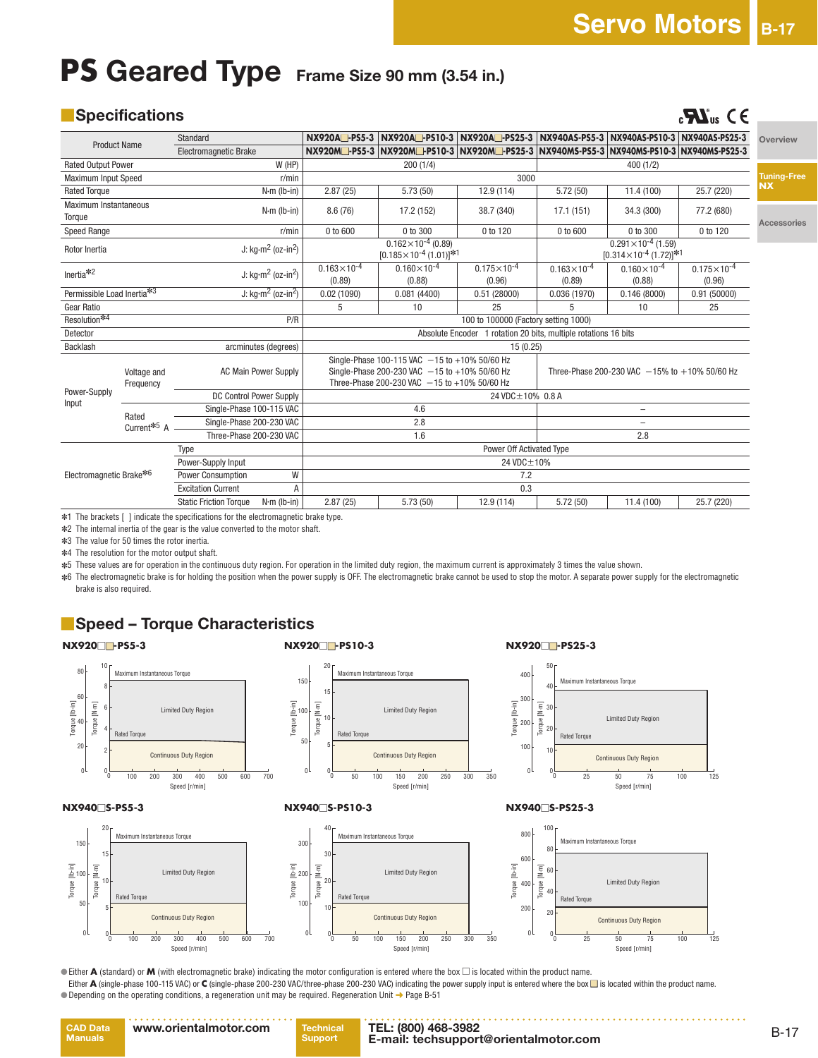# PS Geared Type Frame Size 90 mm (3.54 in.)

## Specifications

| Product Name | | | NX920A□-PS5-3 | NX920A□-PS10-3 | NX920A□-PS25-3 | NX940AS-PS5-3 | NX940AS-PS10-3 | NX940AS-PS25-3 |
|---|---|---|---|---|---|---|---|---|
| | Electromagnetic Brake | | NX920M□-PS5-3 | NX920M□-PS10-3 | NX920M□-PS25-3 | NX940MS-PS5-3 | NX940MS-PS10-3 | NX940MS-PS25-3 |
| Rated Output Power | | W (HP) | 200 (1/4) | | | 400 (1/2) | | |
| Maximum Input Speed | | r/min | 3000 | | | | | |
| Rated Torque | | N·m (lb-in) | 2.87 (25) | 5.73 (50) | 12.9 (114) | 5.72 (50) | 11.4 (100) | 25.7 (220) |
| Maximum Instantaneous Torque | | N·m (lb-in) | 8.6 (76) | 17.2 (152) | 38.7 (340) | 17.1 (151) | 34.3 (300) | 77.2 (680) |
| Speed Range | | r/min | 0 to 600 | 0 to 300 | 0 to 120 | 0 to 600 | 0 to 300 | 0 to 120 |
| Rotor Inertia | | J: kg·m² (oz-in²) | $0.162\times10^{-4}$ (0.89) [$0.185\times10^{-4}$ (1.01)]*1 | | | $0.291\times10^{-4}$ (1.59) [$0.314\times10^{-4}$ (1.72)]*1 | | |
| Inertia*2 | | J: kg·m² (oz-in²) | $0.163\times10^{-4}$ (0.89) | $0.160\times10^{-4}$ (0.88) | $0.175\times10^{-4}$ (0.96) | $0.163\times10^{-4}$ (0.89) | $0.160\times10^{-4}$ (0.88) | $0.175\times10^{-4}$ (0.96) |
| Permissible Load Inertia*3 | | J: kg·m² (oz-in²) | 0.02 (1090) | 0.081 (4400) | 0.51 (28000) | 0.036 (1970) | 0.146 (8000) | 0.91 (50000) |
| Gear Ratio | | | 5 | 10 | 25 | 5 | 10 | 25 |
| Resolution*4 | | P/R | 100 to 100000 (Factory setting 1000) | | | | | |
| Detector | | | Absolute Encoder 1 rotation 20 bits, multiple rotations 16 bits | | | | | |
| Backlash | | arcminutes (degrees) | 15 (0.25) | | | | | |
| Power-Supply Input | Voltage and Frequency | AC Main Power Supply | Single-Phase 100-115 VAC −15 to +10% 50/60 Hz<br>Single-Phase 200-230 VAC −15 to +10% 50/60 Hz<br>Three-Phase 200-230 VAC −15 to +10% 50/60 Hz | | | Three-Phase 200-230 VAC −15% to +10% 50/60 Hz | | |
| | | DC Control Power Supply | 24 VDC±10% 0.8 A | | | | | |
| | Rated Current*5 A | Single-Phase 100-115 VAC | 4.6 | | | – | | |
| | | Single-Phase 200-230 VAC | 2.8 | | | – | | |
| | | Three-Phase 200-230 VAC | 1.6 | | | 2.8 | | |
| Electromagnetic Brake*6 | Type | | Power Off Activated Type | | | | | |
| | Power-Supply Input | | 24 VDC±10% | | | | | |
| | Power Consumption | W | 7.2 | | | | | |
| | Excitation Current | A | 0.3 | | | | | |
| | Static Friction Torque | N·m (lb-in) | 2.87 (25) | 5.73 (50) | 12.9 (114) | 5.72 (50) | 11.4 (100) | 25.7 (220) |

*1 The brackets [ ] indicate the specifications for the electromagnetic brake type.
*2 The internal inertia of the gear is the value converted to the motor shaft.
*3 The value for 50 times the rotor inertia.
*4 The resolution for the motor output shaft.
*5 These values are for operation in the continuous duty region. For operation in the limited duty region, the maximum current is approximately 3 times the value shown.
*6 The electromagnetic brake is for holding the position when the power supply is OFF. The electromagnetic brake cannot be used to stop the motor. A separate power supply for the electromagnetic brake is also required.

## Speed – Torque Characteristics

NX920□□-PS5-3

NX920□□-PS10-3

NX920□□-PS25-3

NX940□S-PS5-3

NX940□S-PS10-3

NX940□S-PS25-3

- Either **A** (standard) or **M** (with electromagnetic brake) indicating the motor configuration is entered where the box □ is located within the product name.
  Either **A** (single-phase 100-115 VAC) or **C** (single-phase 200-230 VAC/three-phase 200-230 VAC) indicating the power supply input is entered where the box □ is located within the product name.
- Depending on the operating conditions, a regeneration unit may be required. Regeneration Unit ➜ Page B-51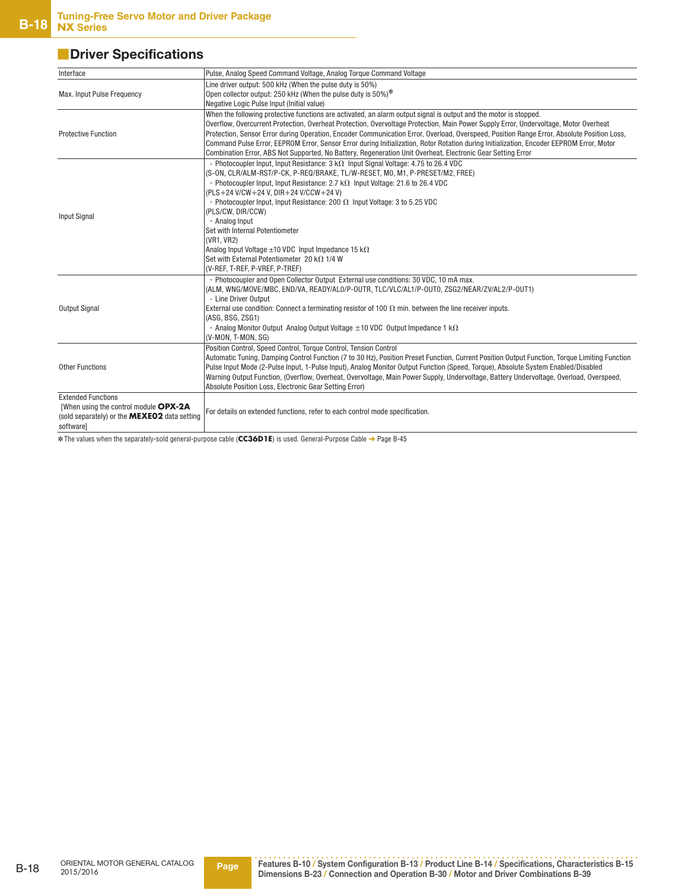## Driver Specifications

| Interface | Pulse, Analog Speed Command Voltage, Analog Torque Command Voltage |
|---|---|
| Max. Input Pulse Frequency | Line driver output: 500 kHz (When the pulse duty is 50%)<br>Open collector output: 250 kHz (When the pulse duty is 50%)✽<br>Negative Logic Pulse Input (Initial value) |
| Protective Function | When the following protective functions are activated, an alarm output signal is output and the motor is stopped.<br>Overflow, Overcurrent Protection, Overheat Protection, Overvoltage Protection, Main Power Supply Error, Undervoltage, Motor Overheat Protection, Sensor Error during Operation, Encoder Communication Error, Overload, Overspeed, Position Range Error, Absolute Position Loss, Command Pulse Error, EEPROM Error, Sensor Error during Initialization, Rotor Rotation during Initialization, Encoder EEPROM Error, Motor Combination Error, ABS Not Supported, No Battery, Regeneration Unit Overheat, Electronic Gear Setting Error |
| Input Signal | · Photocoupler Input, Input Resistance: 3 kΩ Input Signal Voltage: 4.75 to 26.4 VDC<br>(S-ON, CLR/ALM-RST/P-CK, P-REQ/BRAKE, TL/W-RESET, M0, M1, P-PRESET/M2, FREE)<br>· Photocoupler Input, Input Resistance: 2.7 kΩ Input Voltage: 21.6 to 26.4 VDC<br>(PLS+24 V/CW+24 V, DIR+24 V/CCW+24 V)<br>· Photocoupler Input, Input Resistance: 200 Ω Input Voltage: 3 to 5.25 VDC<br>(PLS/CW, DIR/CCW)<br>· Analog Input<br>Set with Internal Potentiometer<br>(VR1, VR2)<br>Analog Input Voltage ±10 VDC Input Impedance 15 kΩ<br>Set with External Potentiometer 20 kΩ 1/4 W<br>(V-REF, T-REF, P-VREF, P-TREF) |
| Output Signal | · Photocoupler and Open Collector Output External use conditions: 30 VDC, 10 mA max.<br>(ALM, WNG/MOVE/MBC, END/VA, READY/AL0/P-OUTR, TLC/VLC/AL1/P-OUT0, ZSG2/NEAR/ZV/AL2/P-OUT1)<br>· Line Driver Output<br>External use condition: Connect a terminating resistor of 100 Ω min. between the line receiver inputs.<br>(ASG, BSG, ZSG1)<br>· Analog Monitor Output Analog Output Voltage ±10 VDC Output Impedance 1 kΩ<br>(V-MON, T-MON, SG) |
| Other Functions | Position Control, Speed Control, Torque Control, Tension Control<br>Automatic Tuning, Damping Control Function (7 to 30 Hz), Position Preset Function, Current Position Output Function, Torque Limiting Function<br>Pulse Input Mode (2-Pulse Input, 1-Pulse Input), Analog Monitor Output Function (Speed, Torque), Absolute System Enabled/Disabled<br>Warning Output Function, (Overflow, Overheat, Overvoltage, Main Power Supply, Undervoltage, Battery Undervoltage, Overload, Overspeed, Absolute Position Loss, Electronic Gear Setting Error) |
| Extended Functions [When using the control module **OPX-2A** (sold separately) or the **MEXE02** data setting software] | For details on extended functions, refer to each control mode specification. |

✽The values when the separately-sold general-purpose cable (**CC36D1E**) is used. General-Purpose Cable ➜ Page B-45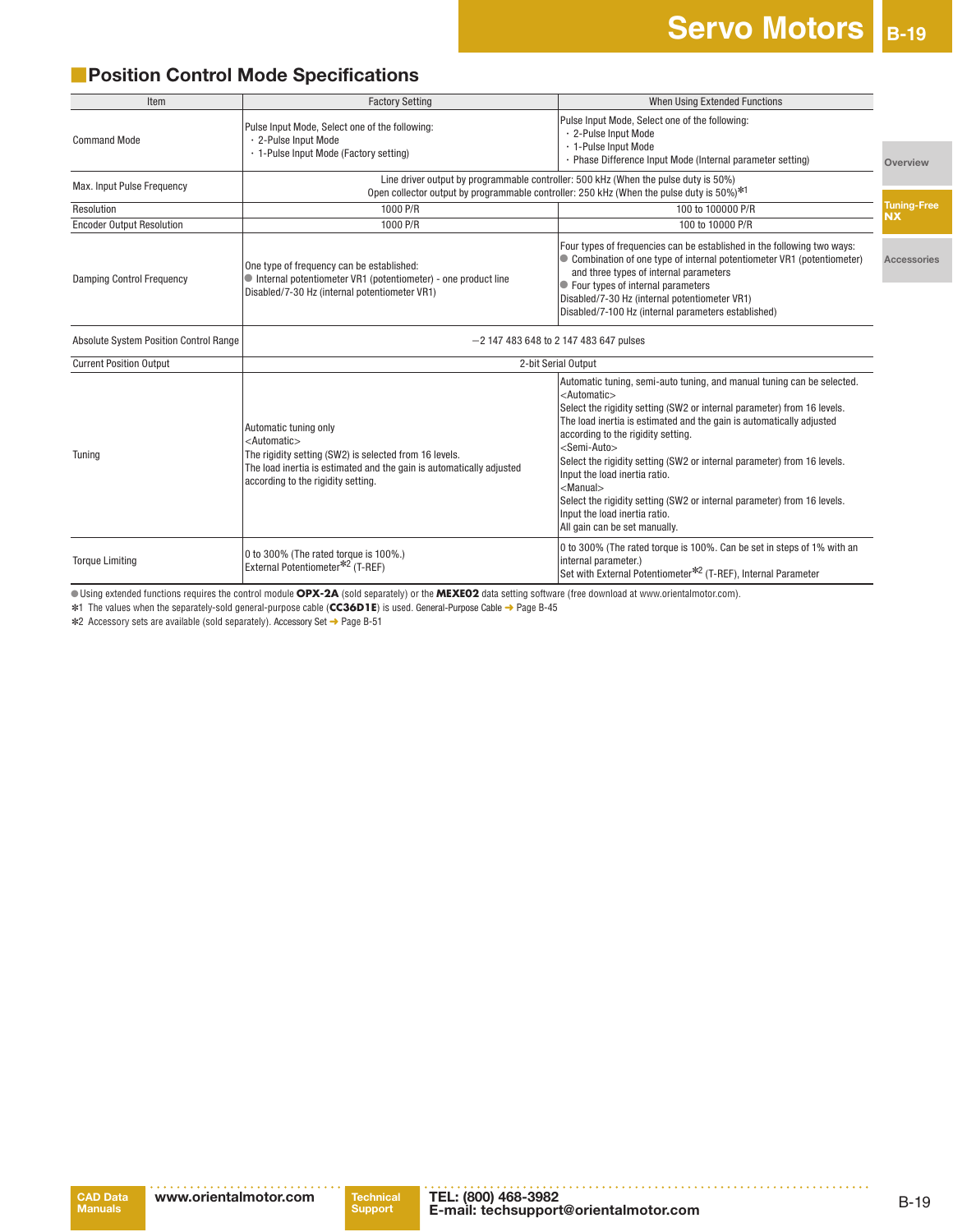## Position Control Mode Specifications

| Item | Factory Setting | When Using Extended Functions |
|---|---|---|
| Command Mode | Pulse Input Mode, Select one of the following:<br>・2-Pulse Input Mode<br>・1-Pulse Input Mode (Factory setting) | Pulse Input Mode, Select one of the following:<br>・2-Pulse Input Mode<br>・1-Pulse Input Mode<br>・Phase Difference Input Mode (Internal parameter setting) |
| Max. Input Pulse Frequency | Line driver output by programmable controller: 500 kHz (When the pulse duty is 50%)<br>Open collector output by programmable controller: 250 kHz (When the pulse duty is 50%)✻1 | |
| Resolution | 1000 P/R | 100 to 100000 P/R |
| Encoder Output Resolution | 1000 P/R | 100 to 10000 P/R |
| Damping Control Frequency | One type of frequency can be established:<br>● Internal potentiometer VR1 (potentiometer) - one product line<br>Disabled/7-30 Hz (internal potentiometer VR1) | Four types of frequencies can be established in the following two ways:<br>● Combination of one type of internal potentiometer VR1 (potentiometer) and three types of internal parameters<br>● Four types of internal parameters<br>Disabled/7-30 Hz (internal potentiometer VR1)<br>Disabled/7-100 Hz (internal parameters established) |
| Absolute System Position Control Range | −2 147 483 648 to 2 147 483 647 pulses | |
| Current Position Output | 2-bit Serial Output | |
| Tuning | Automatic tuning only<br><Automatic><br>The rigidity setting (SW2) is selected from 16 levels.<br>The load inertia is estimated and the gain is automatically adjusted according to the rigidity setting. | Automatic tuning, semi-auto tuning, and manual tuning can be selected.<br><Automatic><br>Select the rigidity setting (SW2 or internal parameter) from 16 levels.<br>The load inertia is estimated and the gain is automatically adjusted according to the rigidity setting.<br><Semi-Auto><br>Select the rigidity setting (SW2 or internal parameter) from 16 levels.<br>Input the load inertia ratio.<br><Manual><br>Select the rigidity setting (SW2 or internal parameter) from 16 levels.<br>Input the load inertia ratio.<br>All gain can be set manually. |
| Torque Limiting | 0 to 300% (The rated torque is 100%.)<br>External Potentiometer✻2 (T-REF) | 0 to 300% (The rated torque is 100%. Can be set in steps of 1% with an internal parameter.)<br>Set with External Potentiometer✻2 (T-REF), Internal Parameter |

● Using extended functions requires the control module **OPX-2A** (sold separately) or the **MEXE02** data setting software (free download at www.orientalmotor.com).

✻1 The values when the separately-sold general-purpose cable (**CC36D1E**) is used. General-Purpose Cable ➜ Page B-45

✻2 Accessory sets are available (sold separately). Accessory Set ➜ Page B-51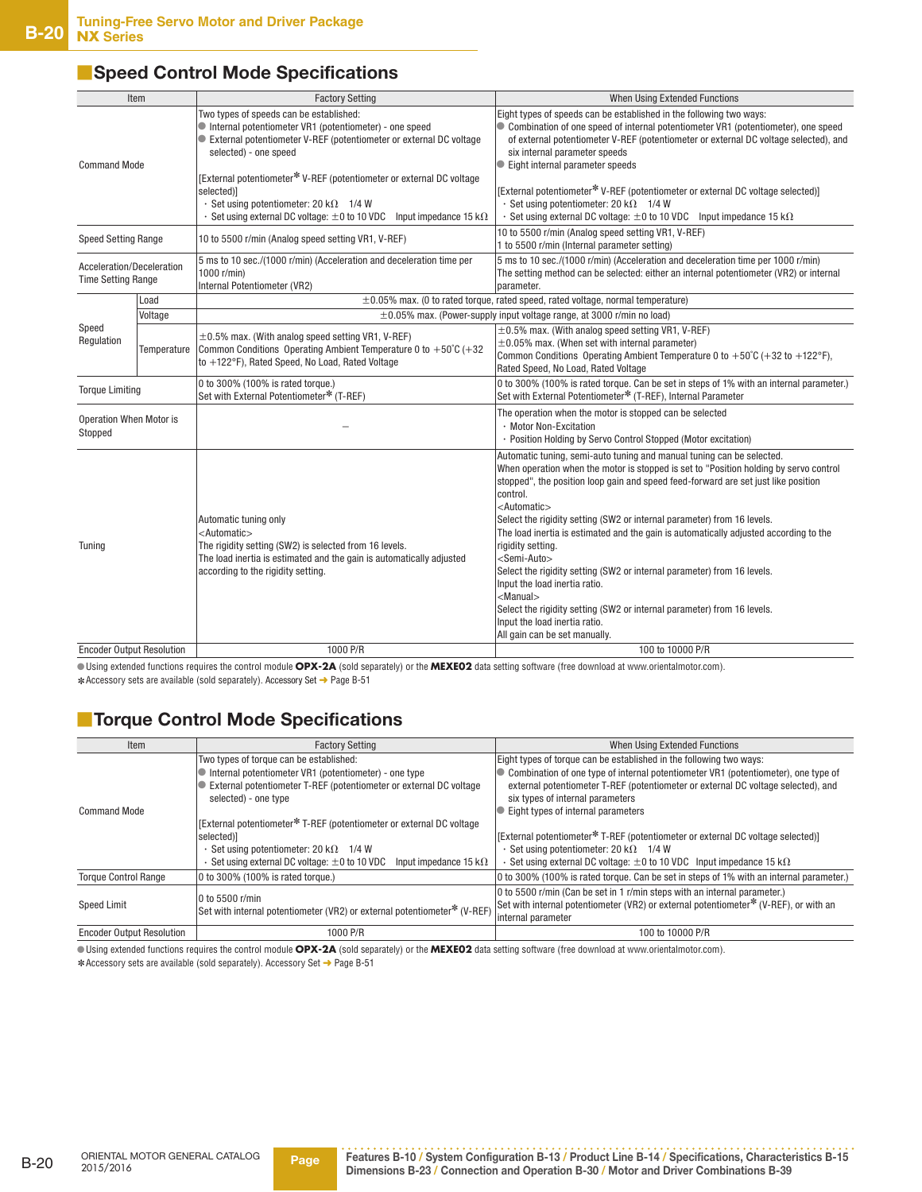## Speed Control Mode Specifications

| Item | | Factory Setting | When Using Extended Functions |
|---|---|---|---|
| Command Mode | | Two types of speeds can be established:<br>● Internal potentiometer VR1 (potentiometer) - one speed<br>● External potentiometer V-REF (potentiometer or external DC voltage selected) - one speed<br><br>[External potentiometer* V-REF (potentiometer or external DC voltage selected)]<br>・Set using potentiometer: 20 kΩ 1/4 W<br>・Set using external DC voltage: ±0 to 10 VDC Input impedance 15 kΩ | Eight types of speeds can be established in the following two ways:<br>● Combination of one speed of internal potentiometer VR1 (potentiometer), one speed of external potentiometer V-REF (potentiometer or external DC voltage selected), and six internal parameter speeds<br>● Eight internal parameter speeds<br><br>[External potentiometer* V-REF (potentiometer or external DC voltage selected)]<br>・Set using potentiometer: 20 kΩ 1/4 W<br>・Set using external DC voltage: ±0 to 10 VDC Input impedance 15 kΩ |
| Speed Setting Range | | 10 to 5500 r/min (Analog speed setting VR1, V-REF) | 10 to 5500 r/min (Analog speed setting VR1, V-REF)<br>1 to 5500 r/min (Internal parameter setting) |
| Acceleration/Deceleration Time Setting Range | | 5 ms to 10 sec./(1000 r/min) (Acceleration and deceleration time per 1000 r/min)<br>Internal Potentiometer (VR2) | 5 ms to 10 sec./(1000 r/min) (Acceleration and deceleration time per 1000 r/min)<br>The setting method can be selected: either an internal potentiometer (VR2) or internal parameter. |
| Speed Regulation | Load | ±0.05% max. (0 to rated torque, rated speed, rated voltage, normal temperature) | |
| | Voltage | ±0.05% max. (Power-supply input voltage range, at 3000 r/min no load) | |
| | Temperature | ±0.5% max. (With analog speed setting VR1, V-REF)<br>Common Conditions Operating Ambient Temperature 0 to +50˚C (+32 to +122°F), Rated Speed, No Load, Rated Voltage | ±0.5% max. (With analog speed setting VR1, V-REF)<br>±0.05% max. (When set with internal parameter)<br>Common Conditions Operating Ambient Temperature 0 to +50˚C (+32 to +122°F), Rated Speed, No Load, Rated Voltage |
| Torque Limiting | | 0 to 300% (100% is rated torque.)<br>Set with External Potentiometer* (T-REF) | 0 to 300% (100% is rated torque. Can be set in steps of 1% with an internal parameter.)<br>Set with External Potentiometer* (T-REF), Internal Parameter |
| Operation When Motor is Stopped | | – | The operation when the motor is stopped can be selected<br>・Motor Non-Excitation<br>・Position Holding by Servo Control Stopped (Motor excitation) |
| Tuning | | Automatic tuning only<br><Automatic><br>The rigidity setting (SW2) is selected from 16 levels.<br>The load inertia is estimated and the gain is automatically adjusted according to the rigidity setting. | Automatic tuning, semi-auto tuning and manual tuning can be selected.<br>When operation when the motor is stopped is set to "Position holding by servo control stopped", the position loop gain and speed feed-forward are set just like position control.<br><Automatic><br>Select the rigidity setting (SW2 or internal parameter) from 16 levels.<br>The load inertia is estimated and the gain is automatically adjusted according to the rigidity setting.<br><Semi-Auto><br>Select the rigidity setting (SW2 or internal parameter) from 16 levels.<br>Input the load inertia ratio.<br><Manual><br>Select the rigidity setting (SW2 or internal parameter) from 16 levels.<br>Input the load inertia ratio.<br>All gain can be set manually. |
| Encoder Output Resolution | | 1000 P/R | 100 to 10000 P/R |

● Using extended functions requires the control module **OPX-2A** (sold separately) or the **MEXE02** data setting software (free download at www.orientalmotor.com).

*Accessory sets are available (sold separately). Accessory Set ➜ Page B-51

## Torque Control Mode Specifications

| Item | Factory Setting | When Using Extended Functions |
|---|---|---|
| Command Mode | Two types of torque can be established:<br>● Internal potentiometer VR1 (potentiometer) - one type<br>● External potentiometer T-REF (potentiometer or external DC voltage selected) - one type<br><br>[External potentiometer* T-REF (potentiometer or external DC voltage selected)]<br>・Set using potentiometer: 20 kΩ 1/4 W<br>・Set using external DC voltage: ±0 to 10 VDC Input impedance 15 kΩ | Eight types of torque can be established in the following two ways:<br>● Combination of one type of internal potentiometer VR1 (potentiometer), one type of external potentiometer T-REF (potentiometer or external DC voltage selected), and six types of internal parameters<br>● Eight types of internal parameters<br><br>[External potentiometer* T-REF (potentiometer or external DC voltage selected)]<br>・Set using potentiometer: 20 kΩ 1/4 W<br>・Set using external DC voltage: ±0 to 10 VDC Input impedance 15 kΩ |
| Torque Control Range | 0 to 300% (100% is rated torque.) | 0 to 300% (100% is rated torque. Can be set in steps of 1% with an internal parameter.) |
| Speed Limit | 0 to 5500 r/min<br>Set with internal potentiometer (VR2) or external potentiometer* (V-REF) | 0 to 5500 r/min (Can be set in 1 r/min steps with an internal parameter.)<br>Set with internal potentiometer (VR2) or external potentiometer* (V-REF), or with an internal parameter |
| Encoder Output Resolution | 1000 P/R | 100 to 10000 P/R |

● Using extended functions requires the control module **OPX-2A** (sold separately) or the **MEXE02** data setting software (free download at www.orientalmotor.com).

*Accessory sets are available (sold separately). Accessory Set ➜ Page B-51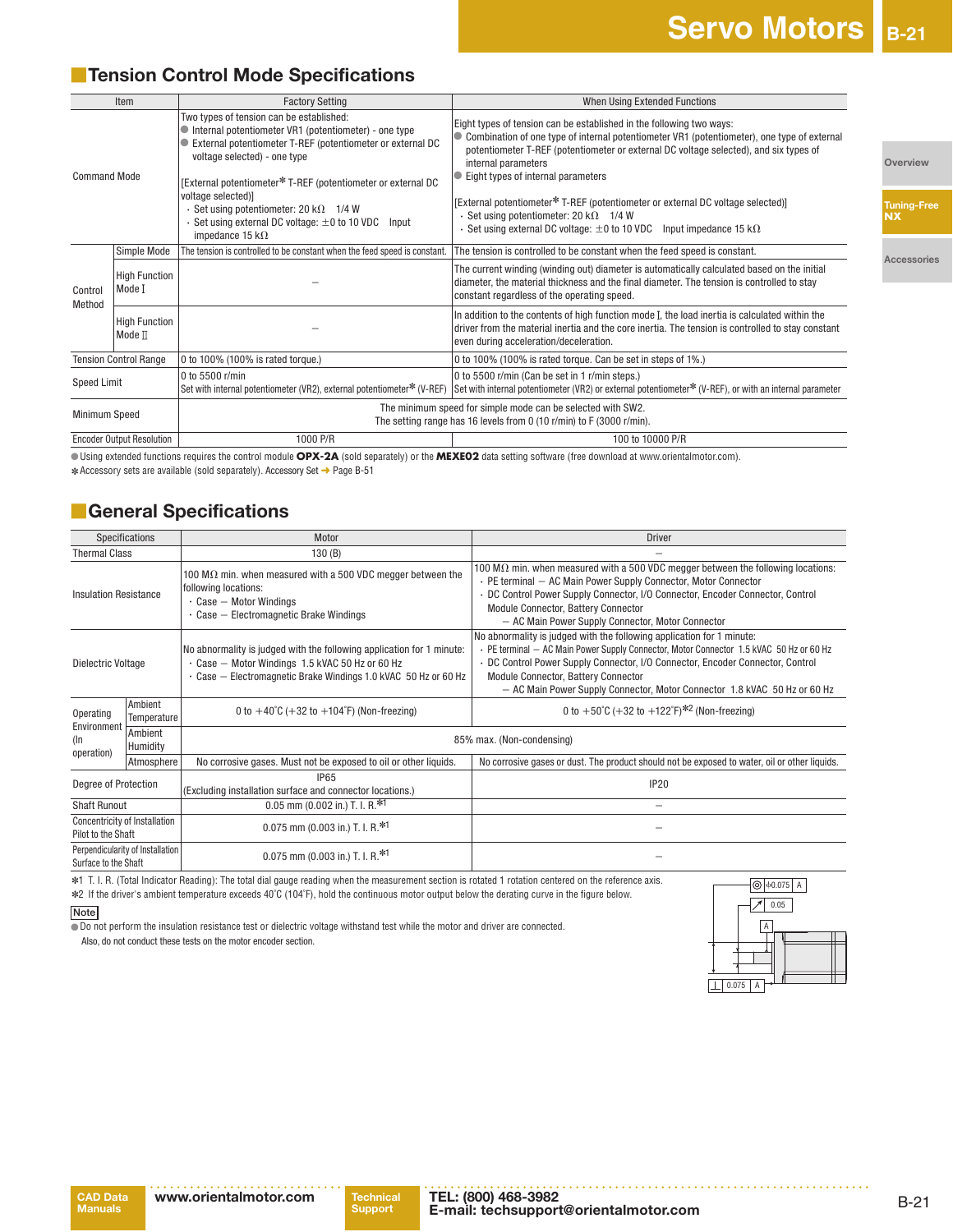## Tension Control Mode Specifications

| Item | | Factory Setting | When Using Extended Functions |
|---|---|---|---|
| Command Mode | | Two types of tension can be established:<br>● Internal potentiometer VR1 (potentiometer) - one type<br>● External potentiometer T-REF (potentiometer or external DC voltage selected) - one type<br><br>[External potentiometer✻ T-REF (potentiometer or external DC voltage selected)]<br>・Set using potentiometer: 20 kΩ 1/4 W<br>・Set using external DC voltage: ±0 to 10 VDC Input impedance 15 kΩ | Eight types of tension can be established in the following two ways:<br>● Combination of one type of internal potentiometer VR1 (potentiometer), one type of external potentiometer T-REF (potentiometer or external DC voltage selected), and six types of internal parameters<br>● Eight types of internal parameters<br><br>[External potentiometer✻ T-REF (potentiometer or external DC voltage selected)]<br>・Set using potentiometer: 20 kΩ 1/4 W<br>・Set using external DC voltage: ±0 to 10 VDC Input impedance 15 kΩ |
| Control Method | Simple Mode | The tension is controlled to be constant when the feed speed is constant. | The tension is controlled to be constant when the feed speed is constant. |
| | High Function Mode Ⅰ | – | The current winding (winding out) diameter is automatically calculated based on the initial diameter, the material thickness and the final diameter. The tension is controlled to stay constant regardless of the rotation speed. |
| | High Function Mode Ⅱ | – | In addition to the contents of high function mode Ⅰ, the load inertia is calculated within the driver from the material inertia and the core inertia. The tension is controlled to stay constant even during acceleration/deceleration. |
| Tension Control Range | | 0 to 100% (100% is rated torque.) | 0 to 100% (100% is rated torque. Can be set in steps of 1%.) |
| Speed Limit | | 0 to 5500 r/min<br>Set with internal potentiometer (VR2), external potentiometer✻ (V-REF) | 0 to 5500 r/min (Can be set in 1 r/min steps.)<br>Set with internal potentiometer (VR2) or external potentiometer✻ (V-REF), or with an internal parameter |
| Minimum Speed | | The minimum speed for simple mode can be selected with SW2.<br>The setting range has 16 levels from 0 (10 r/min) to F (3000 r/min). | |
| Encoder Output Resolution | | 1000 P/R | 100 to 10000 P/R |

● Using extended functions requires the control module **OPX-2A** (sold separately) or the **MEXE02** data setting software (free download at www.orientalmotor.com).
✻Accessory sets are available (sold separately). Accessory Set ➜ Page B-51

## General Specifications

| Specifications | | Motor | Driver |
|---|---|---|---|
| Thermal Class | | 130 (B) | – |
| Insulation Resistance | | 100 MΩ min. when measured with a 500 VDC megger between the following locations:<br>・Case – Motor Windings<br>・Case – Electromagnetic Brake Windings | 100 MΩ min. when measured with a 500 VDC megger between the following locations:<br>・PE terminal – AC Main Power Supply Connector, Motor Connector<br>・DC Control Power Supply Connector, I/O Connector, Encoder Connector, Control Module Connector, Battery Connector<br>– AC Main Power Supply Connector, Motor Connector |
| Dielectric Voltage | | No abnormality is judged with the following application for 1 minute:<br>・Case – Motor Windings 1.5 kVAC 50 Hz or 60 Hz<br>・Case – Electromagnetic Brake Windings 1.0 kVAC 50 Hz or 60 Hz | No abnormality is judged with the following application for 1 minute:<br>・PE terminal – AC Main Power Supply Connector, Motor Connector 1.5 kVAC 50 Hz or 60 Hz<br>・DC Control Power Supply Connector, I/O Connector, Encoder Connector, Control Module Connector, Battery Connector<br>– AC Main Power Supply Connector, Motor Connector 1.8 kVAC 50 Hz or 60 Hz |
| Operating Environment (In operation) | Ambient Temperature | 0 to +40˚C (+32 to +104˚F) (Non-freezing) | 0 to +50˚C (+32 to +122˚F)✻2 (Non-freezing) |
| | Ambient Humidity | 85% max. (Non-condensing) | |
| | Atmosphere | No corrosive gases. Must not be exposed to oil or other liquids. | No corrosive gases or dust. The product should not be exposed to water, oil or other liquids. |
| Degree of Protection | | IP65<br>(Excluding installation surface and connector locations.) | IP20 |
| Shaft Runout | | 0.05 mm (0.002 in.) T. I. R.✻1 | – |
| Concentricity of Installation Pilot to the Shaft | | 0.075 mm (0.003 in.) T. I. R.✻1 | – |
| Perpendicularity of Installation Surface to the Shaft | | 0.075 mm (0.003 in.) T. I. R.✻1 | – |

✻1 T. I. R. (Total Indicator Reading): The total dial gauge reading when the measurement section is rotated 1 rotation centered on the reference axis.
✻2 If the driver's ambient temperature exceeds 40˚C (104˚F), hold the continuous motor output below the derating curve in the figure below.

**Note**
● Do not perform the insulation resistance test or dielectric voltage withstand test while the motor and driver are connected.
Also, do not conduct these tests on the motor encoder section.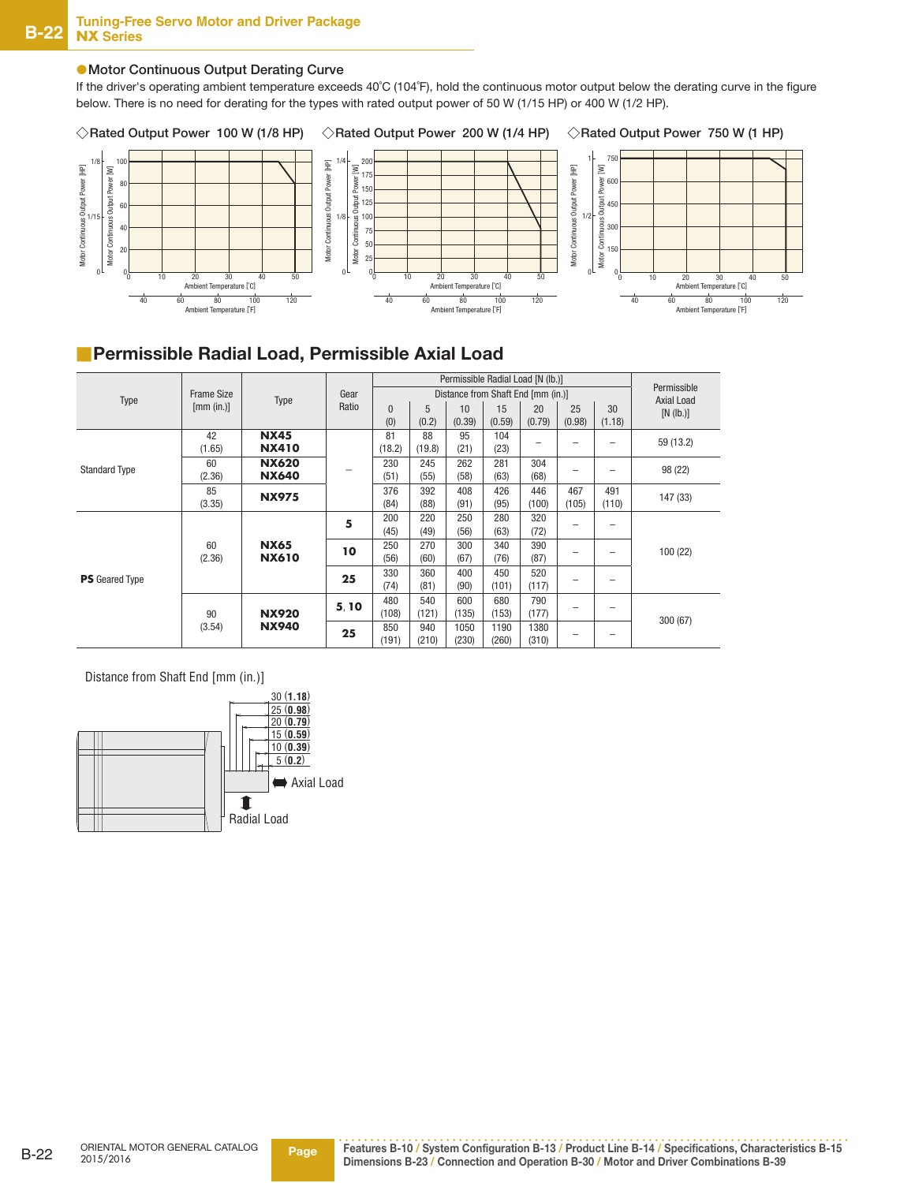## ●Motor Continuous Output Derating Curve

If the driver's operating ambient temperature exceeds 40˚C (104˚F), hold the continuous motor output below the derating curve in the figure below. There is no need for derating for the types with rated output power of 50 W (1/15 HP) or 400 W (1/2 HP).

◇Rated Output Power 100 W (1/8 HP)

◇Rated Output Power 200 W (1/4 HP)

◇Rated Output Power 750 W (1 HP)

## Permissible Radial Load, Permissible Axial Load

| Type | Frame Size [mm (in.)] | Type | Gear Ratio | Permissible Radial Load [N (lb.)] Distance from Shaft End [mm (in.)] 0 (0) | 5 (0.2) | 10 (0.39) | 15 (0.59) | 20 (0.79) | 25 (0.98) | 30 (1.18) | Permissible Axial Load [N (lb.)] |
|---|---|---|---|---|---|---|---|---|---|---|---|
| Standard Type | 42 (1.65) | **NX45** **NX410** | – | 81 (18.2) | 88 (19.8) | 95 (21) | 104 (23) | – | – | – | 59 (13.2) |
| | 60 (2.36) | **NX620** **NX640** | | 230 (51) | 245 (55) | 262 (58) | 281 (63) | 304 (68) | – | – | 98 (22) |
| | 85 (3.35) | **NX975** | | 376 (84) | 392 (88) | 408 (91) | 426 (95) | 446 (100) | 467 (105) | 491 (110) | 147 (33) |
| **PS** Geared Type | 60 (2.36) | **NX65** **NX610** | **5** | 200 (45) | 220 (49) | 250 (56) | 280 (63) | 320 (72) | – | – | 100 (22) |
| | | | **10** | 250 (56) | 270 (60) | 300 (67) | 340 (76) | 390 (87) | – | – | |
| | | | **25** | 330 (74) | 360 (81) | 400 (90) | 450 (101) | 520 (117) | – | – | |
| | 90 (3.54) | **NX920** **NX940** | **5**, **10** | 480 (108) | 540 (121) | 600 (135) | 680 (153) | 790 (177) | – | – | 300 (67) |
| | | | **25** | 850 (191) | 940 (210) | 1050 (230) | 1190 (260) | 1380 (310) | – | – | |

Distance from Shaft End [mm (in.)]

30 (**1.18**)
25 (**0.98**)
20 (**0.79**)
15 (**0.59**)
10 (**0.39**)
5 (**0.2**)

Axial Load

Radial Load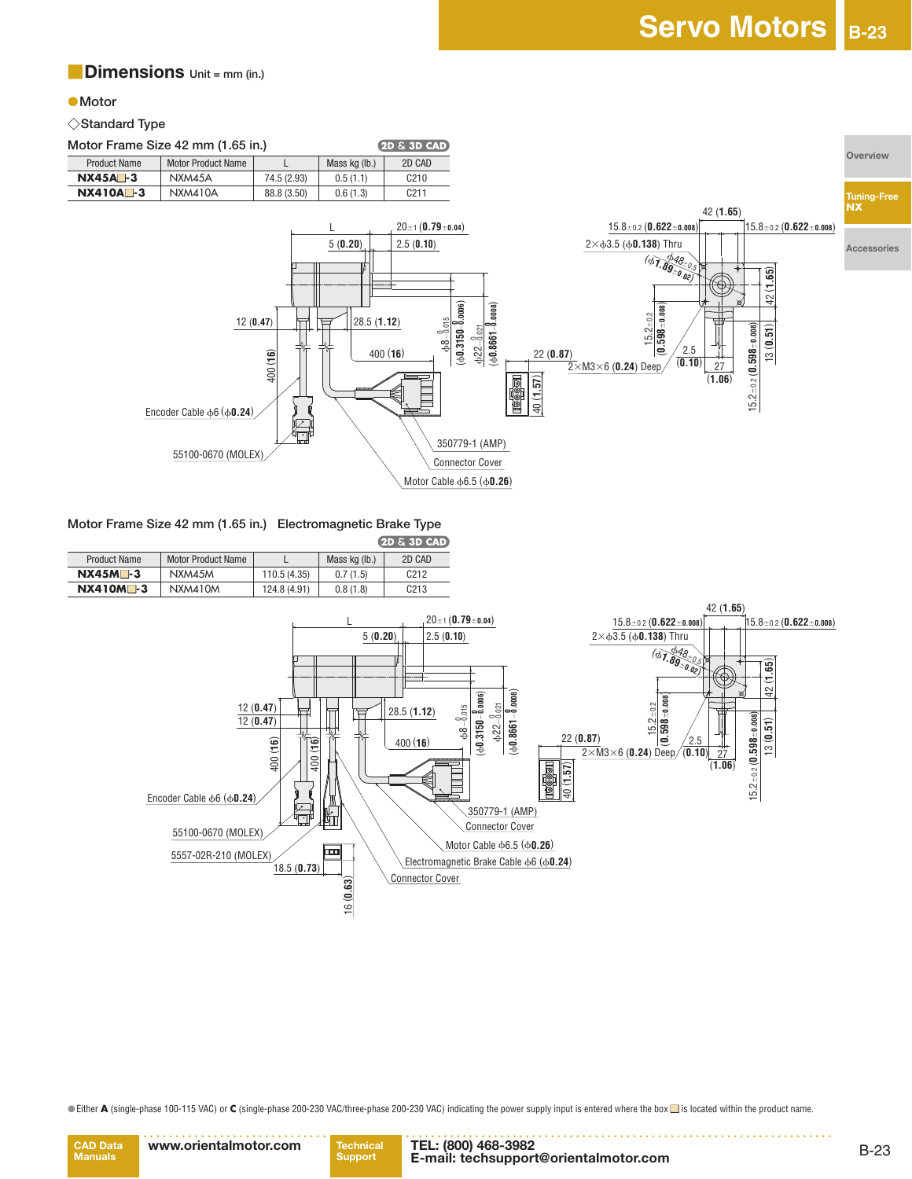## Dimensions Unit = mm (in.)

### ● Motor

◇Standard Type

Motor Frame Size 42 mm (1.65 in.)

2D & 3D CAD

| Product Name | Motor Product Name | L | Mass kg (lb.) | 2D CAD |
|---|---|---|---|---|
| **NX45A□-3** | NXM45A | 74.5 (2.93) | 0.5 (1.1) | C210 |
| **NX410A□-3** | NXM410A | 88.8 (3.50) | 0.6 (1.3) | C211 |

L
20±1 (**0.79**±0.04)
5 (**0.20**)
2.5 (**0.10**)
12 (**0.47**)
28.5 (**1.12**)
400 (**16**)
400 (**16**)
$\phi8^{\ 0}_{-0.015}$ ($\phi$**0.3150**$^{\ 0}_{-0.0006}$)
$\phi22^{\ 0}_{-0.021}$ ($\phi$**0.8661**$^{\ 0}_{-0.0008}$)
22 (**0.87**)
40 (**1.57**)
42 (**1.65**)
15.8±0.2 (**0.622**±0.008)
15.8±0.2 (**0.622**±0.008)
2×$\phi$3.5 ($\phi$**0.138**) Thru
($\phi$48±0.5 ($\phi$**1.89**±0.02))
42 (**1.65**)
15.2±0.2 (**0.598**±0.008)
2.5 (**0.10**)
27 (**1.06**)
13 (**0.51**)
15.2±0.2 (**0.598**±0.008)
2×M3×6 (**0.24**) Deep
Encoder Cable $\phi$6 ($\phi$**0.24**)
55100-0670 (MOLEX)
350779-1 (AMP)
Connector Cover
Motor Cable $\phi$6.5 ($\phi$**0.26**)

Motor Frame Size 42 mm (1.65 in.) Electromagnetic Brake Type

2D & 3D CAD

| Product Name | Motor Product Name | L | Mass kg (lb.) | 2D CAD |
|---|---|---|---|---|
| **NX45M□-3** | NXM45M | 110.5 (4.35) | 0.7 (1.5) | C212 |
| **NX410M□-3** | NXM410M | 124.8 (4.91) | 0.8 (1.8) | C213 |

L
20±1 (**0.79**±0.04)
5 (**0.20**)
2.5 (**0.10**)
12 (**0.47**)
12 (**0.47**)
28.5 (**1.12**)
400 (**16**)
400 (**16**)
400 (**16**)
$\phi8^{\ 0}_{-0.015}$ ($\phi$**0.3150**$^{\ 0}_{-0.0006}$)
$\phi22^{\ 0}_{-0.021}$ ($\phi$**0.8661**$^{\ 0}_{-0.0008}$)
22 (**0.87**)
40 (**1.57**)
42 (**1.65**)
15.8±0.2 (**0.622**±0.008)
15.8±0.2 (**0.622**±0.008)
2×$\phi$3.5 ($\phi$**0.138**) Thru
($\phi$48±0.5 ($\phi$**1.89**±0.02))
42 (**1.65**)
15.2±0.2 (**0.598**±0.008)
2.5 (**0.10**)
27 (**1.06**)
13 (**0.51**)
15.2±0.2 (**0.598**±0.008)
2×M3×6 (**0.24**) Deep
Encoder Cable $\phi$6 ($\phi$**0.24**)
55100-0670 (MOLEX)
5557-02R-210 (MOLEX)
18.5 (**0.73**)
16 (**0.63**)
350779-1 (AMP)
Connector Cover
Motor Cable $\phi$6.5 ($\phi$**0.26**)
Electromagnetic Brake Cable $\phi$6 ($\phi$**0.24**)
Connector Cover

● Either **A** (single-phase 100-115 VAC) or **C** (single-phase 200-230 VAC/three-phase 200-230 VAC) indicating the power supply input is entered where the box □ is located within the product name.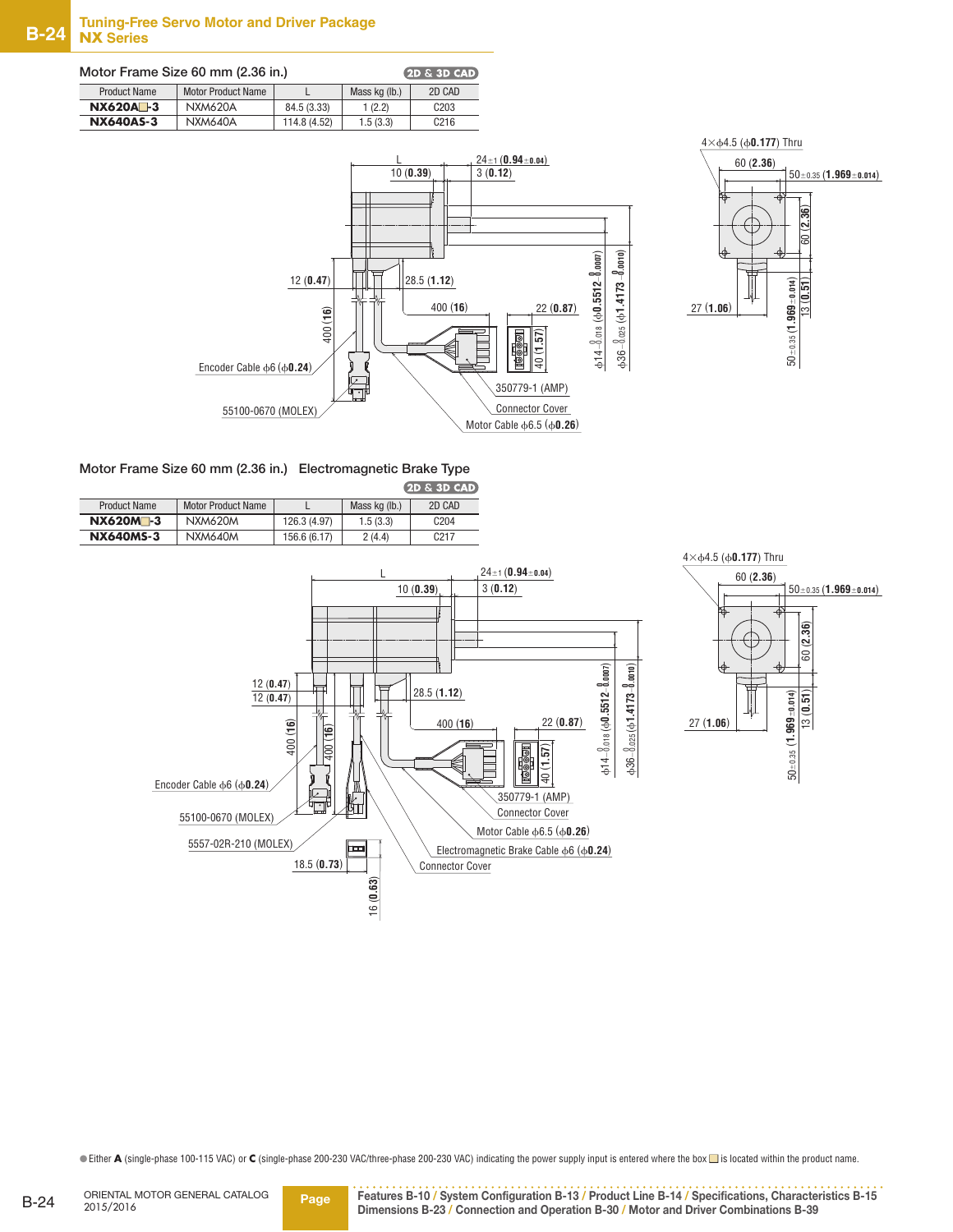# Tuning-Free Servo Motor and Driver Package NX Series

## Motor Frame Size 60 mm (2.36 in.)

2D & 3D CAD

| Product Name | Motor Product Name | L | Mass kg (lb.) | 2D CAD |
|---|---|---|---|---|
| **NX620A□-3** | NXM620A | 84.5 (3.33) | 1 (2.2) | C203 |
| **NX640AS-3** | NXM640A | 114.8 (4.52) | 1.5 (3.3) | C216 |

L
10 (**0.39**)
24±1 (**0.94**±**0.04**)
3 (**0.12**)
4×ϕ4.5 (ϕ**0.177**) Thru
60 (**2.36**)
50±0.35 (**1.969**±**0.014**)
60 (**2.36**)
13 (**0.51**)
50±0.35 (**1.969**±**0.014**)
27 (**1.06**)
12 (**0.47**)
28.5 (**1.12**)
400 (**16**)
400 (**16**)
22 (**0.87**)
40 (**1.57**)
ϕ14 $^{0}_{-0.018}$ (ϕ**0.5512** $^{0}_{-0.0007}$)
ϕ36 $^{0}_{-0.025}$ (ϕ**1.4173** $^{0}_{-0.0010}$)
Encoder Cable ϕ6 (ϕ**0.24**)
55100-0670 (MOLEX)
350779-1 (AMP)
Connector Cover
Motor Cable ϕ6.5 (ϕ**0.26**)

## Motor Frame Size 60 mm (2.36 in.) Electromagnetic Brake Type

2D & 3D CAD

| Product Name | Motor Product Name | L | Mass kg (lb.) | 2D CAD |
|---|---|---|---|---|
| **NX620M□-3** | NXM620M | 126.3 (4.97) | 1.5 (3.3) | C204 |
| **NX640MS-3** | NXM640M | 156.6 (6.17) | 2 (4.4) | C217 |

L
10 (**0.39**)
24±1 (**0.94**±**0.04**)
3 (**0.12**)
4×ϕ4.5 (ϕ**0.177**) Thru
60 (**2.36**)
50±0.35 (**1.969**±**0.014**)
60 (**2.36**)
13 (**0.51**)
50±0.35 (**1.969**±**0.014**)
27 (**1.06**)
12 (**0.47**)
12 (**0.47**)
28.5 (**1.12**)
400 (**16**)
400 (**16**)
400 (**16**)
22 (**0.87**)
40 (**1.57**)
ϕ14 $^{0}_{-0.018}$ (ϕ**0.5512** $^{0}_{-0.0007}$)
ϕ36 $^{0}_{-0.025}$ (ϕ**1.4173** $^{0}_{-0.0010}$)
Encoder Cable ϕ6 (ϕ**0.24**)
55100-0670 (MOLEX)
5557-02R-210 (MOLEX)
18.5 (**0.73**)
16 (**0.63**)
350779-1 (AMP)
Connector Cover
Motor Cable ϕ6.5 (ϕ**0.26**)
Electromagnetic Brake Cable ϕ6 (ϕ**0.24**)
Connector Cover

● Either **A** (single-phase 100-115 VAC) or **C** (single-phase 200-230 VAC/three-phase 200-230 VAC) indicating the power supply input is entered where the box □ is located within the product name.

**Page** Features B-10 / System Configuration B-13 / Product Line B-14 / Specifications, Characteristics B-15 / Dimensions B-23 / Connection and Operation B-30 / Motor and Driver Combinations B-39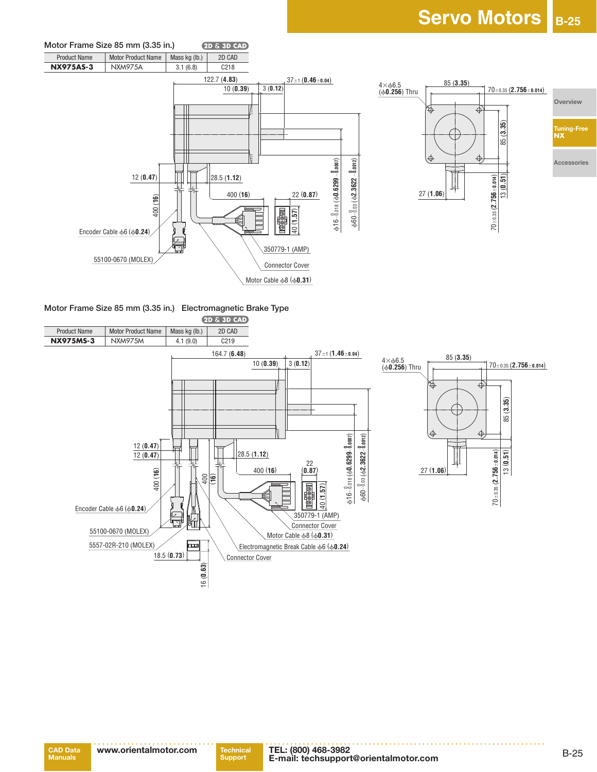## Motor Frame Size 85 mm (3.35 in.)

2D & 3D CAD

| Product Name | Motor Product Name | Mass kg (lb.) | 2D CAD |
|---|---|---|---|
| **NX975AS-3** | NXM975A | 3.1 (6.8) | C218 |

122.7 (**4.83**)
10 (**0.39**)
3 (**0.12**)
37±1 (**0.46**±0.04)
12 (**0.47**)
28.5 (**1.12**)
400 (**16**)
22 (**0.87**)
40 (**1.57**)
400 (**16**)
Encoder Cable ϕ6 (ϕ**0.24**)
55100-0670 (MOLEX)
350779-1 (AMP)
Connector Cover
Motor Cable ϕ8 (ϕ**0.31**)
ϕ16 $^{0}_{-0.018}$ (ϕ**0.6299** $^{0}_{-0.0007}$)
ϕ60 $^{0}_{-0.03}$ (ϕ**2.3622** $^{0}_{-0.0012}$)
4×ϕ6.5 (ϕ**0.256**) Thru
85 (**3.35**)
70±0.35 (**2.756**±0.014)
85 (**3.35**)
27 (**1.06**)
70±0.35 (**2.756**±0.014)
13 (**0.51**)

## Motor Frame Size 85 mm (3.35 in.) Electromagnetic Brake Type

2D & 3D CAD

| Product Name | Motor Product Name | Mass kg (lb.) | 2D CAD |
|---|---|---|---|
| **NX975MS-3** | NXM975M | 4.1 (9.0) | C219 |

164.7 (**6.48**)
10 (**0.39**)
3 (**0.12**)
37±1 (**1.46**±0.04)
12 (**0.47**)
12 (**0.47**)
28.5 (**1.12**)
400 (**16**)
22 (**0.87**)
40 (**1.57**)
400 (**16**)
400 (**16**)
Encoder Cable ϕ6 (ϕ**0.24**)
55100-0670 (MOLEX)
5557-02R-210 (MOLEX)
18.5 (**0.73**)
16 (**0.63**)
350779-1 (AMP)
Connector Cover
Motor Cable ϕ8 (ϕ**0.31**)
Electromagnetic Break Cable ϕ6 (ϕ**0.24**)
Connector Cover
ϕ16 $^{0}_{-0.018}$ (ϕ**0.6299** $^{0}_{-0.0007}$)
ϕ60 $^{0}_{-0.03}$ (ϕ**2.3622** $^{0}_{-0.0012}$)
4×ϕ6.5 (ϕ**0.256**) Thru
85 (**3.35**)
70±0.35 (**2.756**±0.014)
85 (**3.35**)
27 (**1.06**)
70±0.35 (**2.756**±0.014)
13 (**0.51**)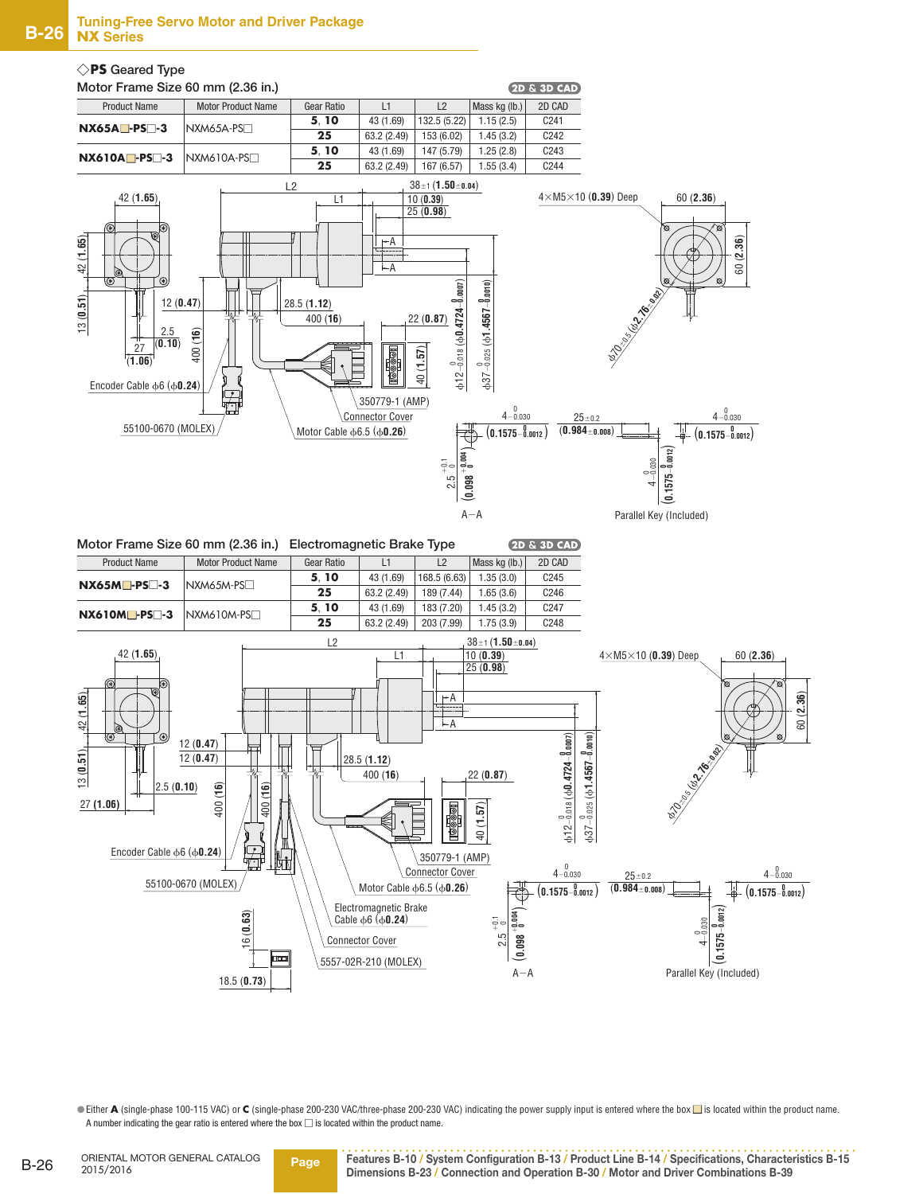## ◇PS Geared Type

### Motor Frame Size 60 mm (2.36 in.)

2D & 3D CAD

| Product Name | Motor Product Name | Gear Ratio | L1 | L2 | Mass kg (lb.) | 2D CAD |
|---|---|---|---|---|---|---|
| **NX65A□-PS□-3** | NXM65A-PS□ | **5, 10** | 43 (1.69) | 132.5 (5.22) | 1.15 (2.5) | C241 |
| | | **25** | 63.2 (2.49) | 153 (6.02) | 1.45 (3.2) | C242 |
| **NX610A□-PS□-3** | NXM610A-PS□ | **5, 10** | 43 (1.69) | 147 (5.79) | 1.25 (2.8) | C243 |
| | | **25** | 63.2 (2.49) | 167 (6.57) | 1.55 (3.4) | C244 |

L2, L1, 38±1 (**1.50**±0.04), 10 (**0.39**), 25 (**0.98**), 42 (**1.65**), 42 (**1.65**), 13 (**0.51**), 12 (**0.47**), 2.5 (**0.10**), 27 (**1.06**), 400 (**16**), 28.5 (**1.12**), 400 (**16**), 22 (**0.87**), 40 (**1.57**), φ12 $^{0}_{-0.018}$ (φ**0.4724** $^{0}_{-0.0007}$), φ37 $^{0}_{-0.025}$ (φ**1.4567** $^{0}_{-0.0010}$), 4×M5×10 (**0.39**) Deep, 60 (**2.36**), 60 (**2.36**), φ70±0.5 (φ**2.76**±0.02)

Encoder Cable φ6 (φ**0.24**)
55100-0670 (MOLEX)
350779-1 (AMP)
Connector Cover
Motor Cable φ6.5 (φ**0.26**)

4 $^{0}_{-0.030}$ (**0.1575** $^{0}_{-0.0012}$), 2.5 $^{+0.1}_{0}$ (**0.098** $^{+0.004}_{0}$)

A−A

25±0.2 (**0.984**±0.008), 4 $^{0}_{-0.030}$ (**0.1575** $^{0}_{-0.0012}$), 4 $^{0}_{-0.030}$ (**0.1575** $^{0}_{-0.0012}$)

Parallel Key (Included)

### Motor Frame Size 60 mm (2.36 in.) Electromagnetic Brake Type

2D & 3D CAD

| Product Name | Motor Product Name | Gear Ratio | L1 | L2 | Mass kg (lb.) | 2D CAD |
|---|---|---|---|---|---|---|
| **NX65M□-PS□-3** | NXM65M-PS□ | **5, 10** | 43 (1.69) | 168.5 (6.63) | 1.35 (3.0) | C245 |
| | | **25** | 63.2 (2.49) | 189 (7.44) | 1.65 (3.6) | C246 |
| **NX610M□-PS□-3** | NXM610M-PS□ | **5, 10** | 43 (1.69) | 183 (7.20) | 1.45 (3.2) | C247 |
| | | **25** | 63.2 (2.49) | 203 (7.99) | 1.75 (3.9) | C248 |

L2, L1, 38±1 (**1.50**±0.04), 10 (**0.39**), 25 (**0.98**), 42 (**1.65**), 42 (**1.65**), 13 (**0.51**), 12 (**0.47**), 12 (**0.47**), 2.5 (**0.10**), 27 (**1.06**), 400 (**16**), 400 (**16**), 28.5 (**1.12**), 400 (**16**), 22 (**0.87**), 40 (**1.57**), φ12 $^{0}_{-0.018}$ (φ**0.4724** $^{0}_{-0.0007}$), φ37 $^{0}_{-0.025}$ (φ**1.4567** $^{0}_{-0.0010}$), 4×M5×10 (**0.39**) Deep, 60 (**2.36**), 60 (**2.36**), φ70±0.5 (φ**2.76**±0.02)

Encoder Cable φ6 (φ**0.24**)
55100-0670 (MOLEX)
350779-1 (AMP)
Connector Cover
Motor Cable φ6.5 (φ**0.26**)
Electromagnetic Brake Cable φ6 (φ**0.24**)
Connector Cover
5557-02R-210 (MOLEX)
16 (**0.63**), 18.5 (**0.73**)

4 $^{0}_{-0.030}$ (**0.1575** $^{0}_{-0.0012}$), 2.5 $^{+0.1}_{0}$ (**0.098** $^{+0.004}_{0}$)

A−A

25±0.2 (**0.984**±0.008), 4 $^{0}_{-0.030}$ (**0.1575** $^{0}_{-0.0012}$), 4 $^{0}_{-0.030}$ (**0.1575** $^{0}_{-0.0012}$)

Parallel Key (Included)

● Either **A** (single-phase 100-115 VAC) or **C** (single-phase 200-230 VAC/three-phase 200-230 VAC) indicating the power supply input is entered where the box □ is located within the product name.
A number indicating the gear ratio is entered where the box □ is located within the product name.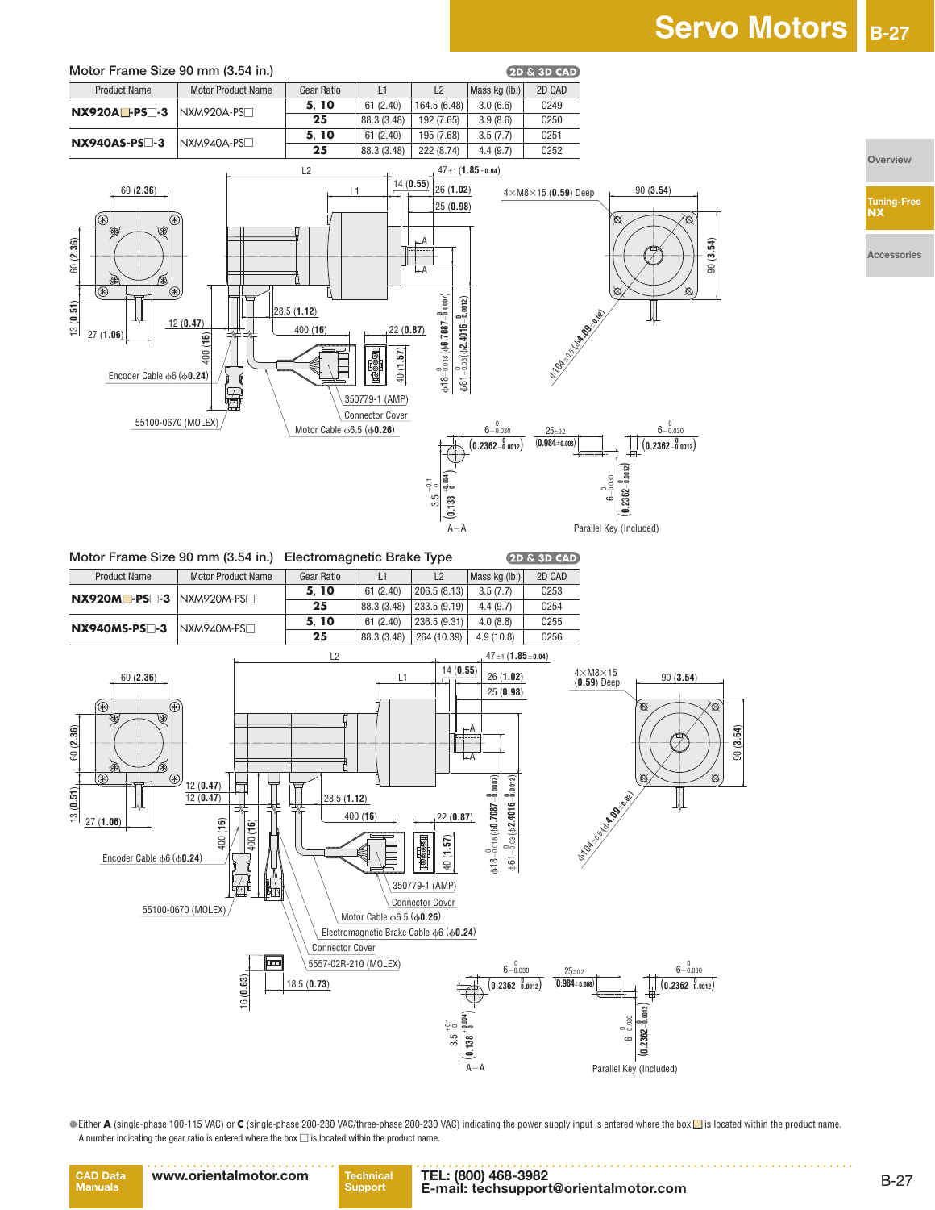## Motor Frame Size 90 mm (3.54 in.)

2D & 3D CAD

| Product Name | Motor Product Name | Gear Ratio | L1 | L2 | Mass kg (lb.) | 2D CAD |
|---|---|---|---|---|---|---|
| **NX920A■-PS□-3** | NXM920A-PS□ | **5, 10** | 61 (2.40) | 164.5 (6.48) | 3.0 (6.6) | C249 |
| | | **25** | 88.3 (3.48) | 192 (7.65) | 3.9 (8.6) | C250 |
| **NX940AS-PS□-3** | NXM940A-PS□ | **5, 10** | 61 (2.40) | 195 (7.68) | 3.5 (7.7) | C251 |
| | | **25** | 88.3 (3.48) | 222 (8.74) | 4.4 (9.7) | C252 |

Encoder Cable ϕ6 (ϕ**0.24**)

55100-0670 (MOLEX)

Motor Cable ϕ6.5 (ϕ**0.26**)

350779-1 (AMP)

Connector Cover

4×M8×15 (**0.59**) Deep

A–A

Parallel Key (Included)

## Motor Frame Size 90 mm (3.54 in.) Electromagnetic Brake Type

2D & 3D CAD

| Product Name | Motor Product Name | Gear Ratio | L1 | L2 | Mass kg (lb.) | 2D CAD |
|---|---|---|---|---|---|---|
| **NX920M■-PS□-3** | NXM920M-PS□ | **5, 10** | 61 (2.40) | 206.5 (8.13) | 3.5 (7.7) | C253 |
| | | **25** | 88.3 (3.48) | 233.5 (9.19) | 4.4 (9.7) | C254 |
| **NX940MS-PS□-3** | NXM940M-PS□ | **5, 10** | 61 (2.40) | 236.5 (9.31) | 4.0 (8.8) | C255 |
| | | **25** | 88.3 (3.48) | 264 (10.39) | 4.9 (10.8) | C256 |

Encoder Cable ϕ6 (ϕ**0.24**)

55100-0670 (MOLEX)

350779-1 (AMP)

Connector Cover

Motor Cable ϕ6.5 (ϕ**0.26**)

Electromagnetic Brake Cable ϕ6 (ϕ**0.24**)

Connector Cover

5557-02R-210 (MOLEX)

4×M8×15 (**0.59**) Deep

A–A

Parallel Key (Included)

- Either **A** (single-phase 100-115 VAC) or **C** (single-phase 200-230 VAC/three-phase 200-230 VAC) indicating the power supply input is entered where the box ■ is located within the product name. A number indicating the gear ratio is entered where the box □ is located within the product name.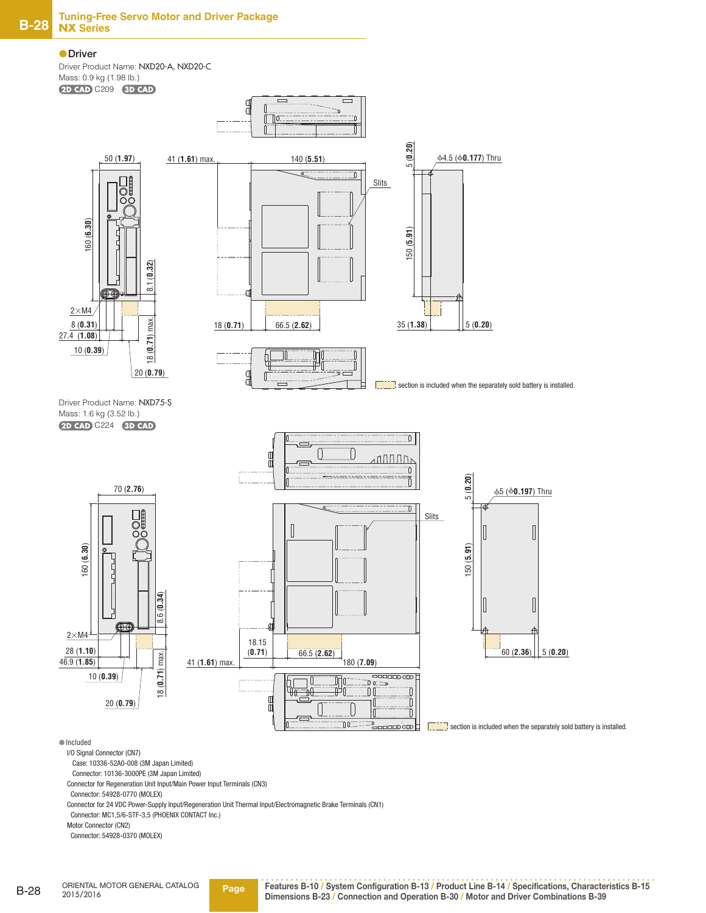## ●Driver

Driver Product Name: NXD20-A, NXD20-C

Mass: 0.9 kg (1.98 lb.)

2D CAD C209 3D CAD

50 (**1.97**)

41 (**1.61**) max.

140 (**5.51**)

5 (**0.20**)

ϕ4.5 (ϕ**0.177**) Thru

Slits

160 (**6.30**)

150 (**5.91**)

8.1 (**0.32**)

2×M4

8 (**0.31**)

27.4 (**1.08**)

10 (**0.39**)

18 (**0.71**) max.

20 (**0.79**)

18 (**0.71**)

66.5 (**2.62**)

35 (**1.38**)

5 (**0.20**)

section is included when the separately sold battery is installed.

Driver Product Name: NXD75-S

Mass: 1.6 kg (3.52 lb.)

2D CAD C224 3D CAD

70 (**2.76**)

5 (**0.20**)

ϕ5 (ϕ**0.197**) Thru

Slits

160 (**6.30**)

150 (**5.91**)

8.6 (**0.34**)

2×M4

28 (**1.10**)

46.9 (**1.85**)

10 (**0.39**)

18 (**0.71**) max.

20 (**0.79**)

41 (**1.61**) max.

18.15 (**0.71**)

66.5 (**2.62**)

180 (**7.09**)

60 (**2.36**)

5 (**0.20**)

section is included when the separately sold battery is installed.

●Included

I/O Signal Connector (CN7)

Case: 10336-52A0-008 (3M Japan Limited)

Connector: 10136-3000PE (3M Japan Limited)

Connector for Regeneration Unit Input/Main Power Input Terminals (CN3)

Connector: 54928-0770 (MOLEX)

Connector for 24 VDC Power-Supply Input/Regeneration Unit Thermal Input/Electromagnetic Brake Terminals (CN1)

Connector: MC1,5/6-STF-3,5 (PHOENIX CONTACT Inc.)

Motor Connector (CN2)

Connector: 54928-0370 (MOLEX)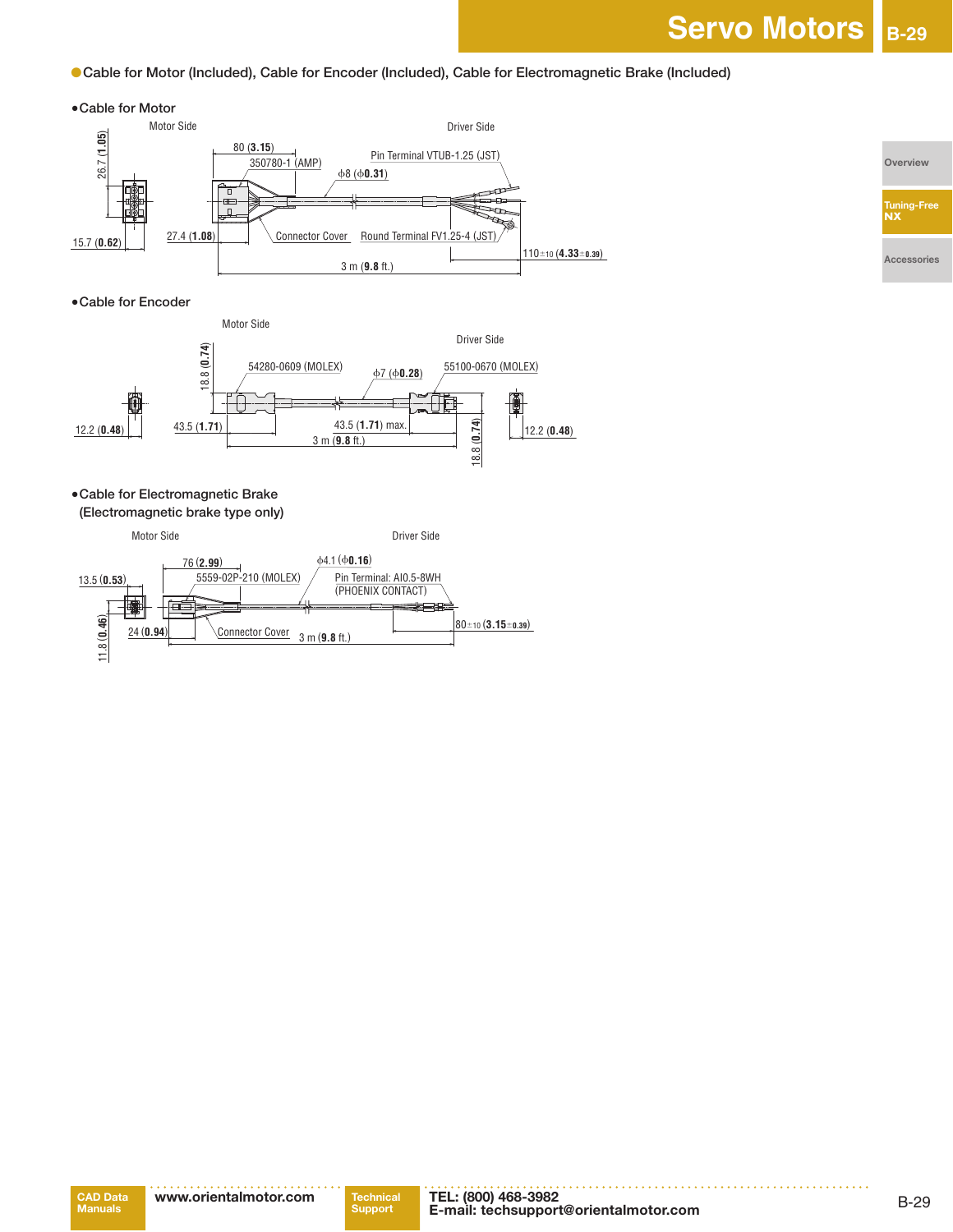## Cable for Motor (Included), Cable for Encoder (Included), Cable for Electromagnetic Brake (Included)

### ●Cable for Motor

Motor Side

Driver Side

26.7 (**1.05**)

15.7 (**0.62**)

80 (**3.15**)

350780-1 (AMP)

Pin Terminal VTUB-1.25 (JST)

ϕ8 (ϕ**0.31**)

27.4 (**1.08**)

Connector Cover

Round Terminal FV1.25-4 (JST)

110±10 (**4.33**±**0.39**)

3 m (**9.8** ft.)

### ●Cable for Encoder

Motor Side

Driver Side

18.8 (**0.74**)

54280-0609 (MOLEX)

ϕ7 (ϕ**0.28**)

55100-0670 (MOLEX)

12.2 (**0.48**)

43.5 (**1.71**)

43.5 (**1.71**) max.

3 m (**9.8** ft.)

18.8 (**0.74**)

12.2 (**0.48**)

### ●Cable for Electromagnetic Brake (Electromagnetic brake type only)

Motor Side

Driver Side

76 (**2.99**)

ϕ4.1 (ϕ**0.16**)

13.5 (**0.53**)

5559-02P-210 (MOLEX)

Pin Terminal: AI0.5-8WH (PHOENIX CONTACT)

80±10 (**3.15**±**0.39**)

24 (**0.94**)

Connector Cover

3 m (**9.8** ft.)

11.8 (**0.46**)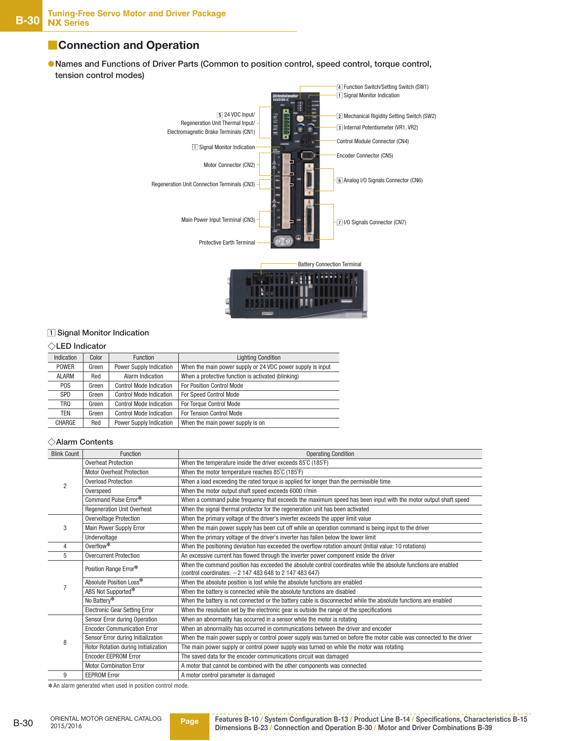## Connection and Operation

### ●Names and Functions of Driver Parts (Common to position control, speed control, torque control, tension control modes)

4 Function Switch/Setting Switch (SW1)
1 Signal Monitor Indication
5 24 VDC Input/ Regeneration Unit Thermal Input/ Electromagnetic Brake Terminals (CN1)
2 Mechanical Rigidity Setting Switch (SW2)
3 Internal Potentiometer (VR1, VR2)
1 Signal Monitor Indication
Control Module Connector (CN4)
Encoder Connector (CN5)
Motor Connector (CN2)
6 Analog I/O Signals Connector (CN6)
Regeneration Unit Connection Terminals (CN3)
Main Power Input Terminal (CN3)
7 I/O Signals Connector (CN7)
Protective Earth Terminal
Battery Connection Terminal

### 1 Signal Monitor Indication

#### ◇LED Indicator

| Indication | Color | Function | Lighting Condition |
|---|---|---|---|
| POWER | Green | Power Supply Indication | When the main power supply or 24 VDC power supply is input |
| ALARM | Red | Alarm Indication | When a protective function is activated (blinking) |
| POS | Green | Control Mode Indication | For Position Control Mode |
| SPD | Green | Control Mode Indication | For Speed Control Mode |
| TRQ | Green | Control Mode Indication | For Torque Control Mode |
| TEN | Green | Control Mode Indication | For Tension Control Mode |
| CHARGE | Red | Power Supply Indication | When the main power supply is on |

#### ◇Alarm Contents

| Blink Count | Function | Operating Condition |
|---|---|---|
| 2 | Overheat Protection | When the temperature inside the driver exceeds 85˚C (185˚F) |
| | Motor Overheat Protection | When the motor temperature reaches 85˚C (185˚F) |
| | Overload Protection | When a load exceeding the rated torque is applied for longer than the permissible time |
| | Overspeed | When the motor output shaft speed exceeds 6000 r/min |
| | Command Pulse Error* | When a command pulse frequency that exceeds the maximum speed has been input with the motor output shaft speed |
| | Regeneration Unit Overheat | When the signal thermal protector for the regeneration unit has been activated |
| 3 | Overvoltage Protection | When the primary voltage of the driver's inverter exceeds the upper limit value |
| | Main Power Supply Error | When the main power supply has been cut off while an operation command is being input to the driver |
| | Undervoltage | When the primary voltage of the driver's inverter has fallen below the lower limit |
| 4 | Overflow* | When the positioning deviation has exceeded the overflow rotation amount (Initial value: 10 rotations) |
| 5 | Overcurrent Protection | An excessive current has flowed through the inverter power component inside the driver |
| 7 | Position Range Error* | When the command position has exceeded the absolute control coordinates while the absolute functions are enabled (control coordinates: −2 147 483 648 to 2 147 483 647) |
| | Absolute Position Loss* | When the absolute position is lost while the absolute functions are enabled |
| | ABS Not Supported* | When the battery is connected while the absolute functions are disabled |
| | No Battery* | When the battery is not connected or the battery cable is disconnected while the absolute functions are enabled |
| | Electronic Gear Setting Error | When the resolution set by the electronic gear is outside the range of the specifications |
| 8 | Sensor Error during Operation | When an abnormality has occurred in a sensor while the motor is rotating |
| | Encoder Communication Error | When an abnormality has occurred in communications between the driver and encoder |
| | Sensor Error during Initialization | When the main power supply or control power supply was turned on before the motor cable was connected to the driver |
| | Rotor Rotation during Initialization | The main power supply or control power supply was turned on while the motor was rotating |
| | Encoder EEPROM Error | The saved data for the encoder communications circuit was damaged |
| | Motor Combination Error | A motor that cannot be combined with the other components was connected |
| 9 | EEPROM Error | A motor control parameter is damaged |

*An alarm generated when used in position control mode.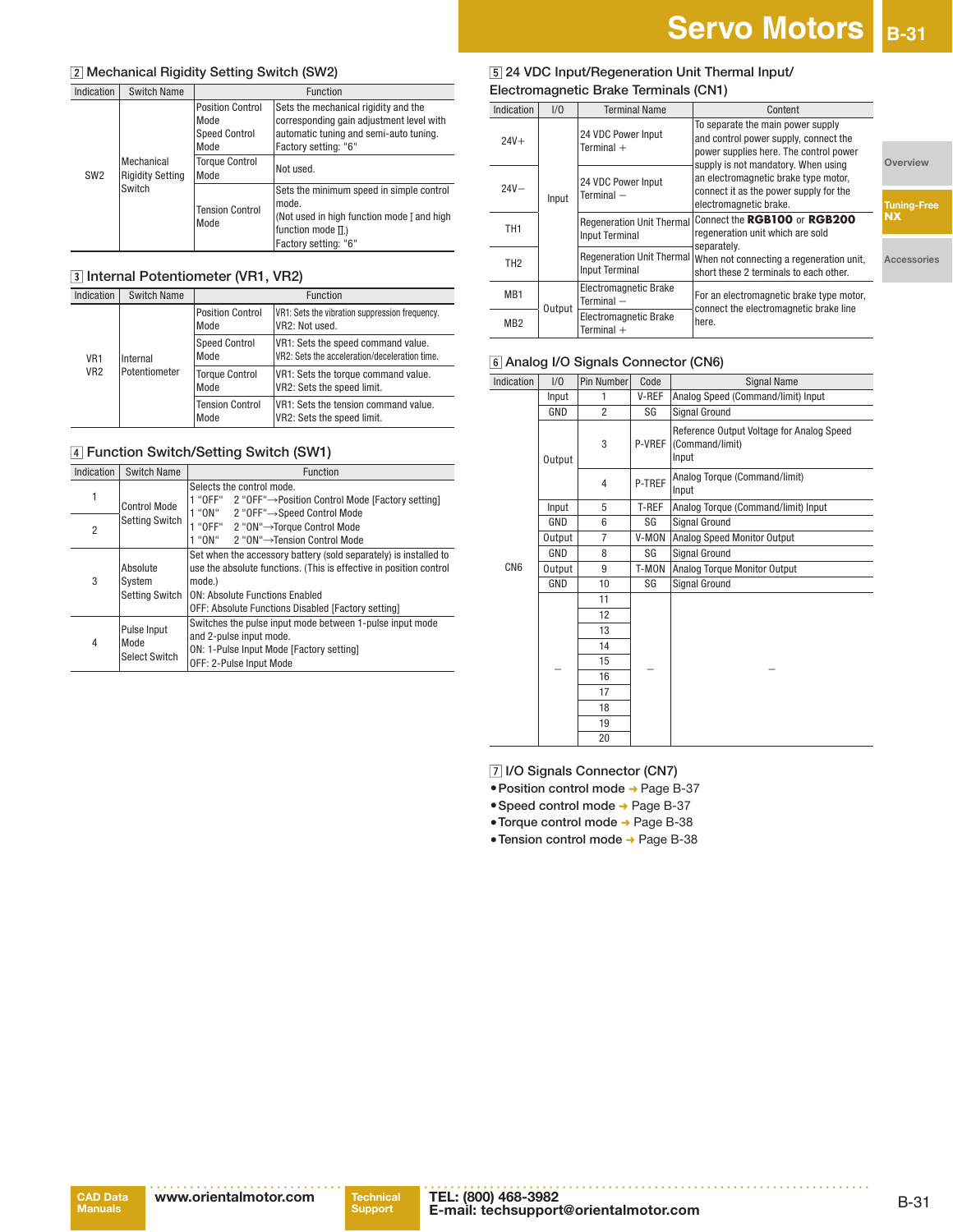## 2 Mechanical Rigidity Setting Switch (SW2)

| Indication | Switch Name | Function | |
|---|---|---|---|
| SW2 | Mechanical Rigidity Setting Switch | Position Control Mode<br>Speed Control Mode | Sets the mechanical rigidity and the corresponding gain adjustment level with automatic tuning and semi-auto tuning.<br>Factory setting: "6" |
| | | Torque Control Mode | Not used. |
| | | Tension Control Mode | Sets the minimum speed in simple control mode.<br>(Not used in high function mode Ⅰ and high function mode Ⅱ.)<br>Factory setting: "6" |

## 3 Internal Potentiometer (VR1, VR2)

| Indication | Switch Name | Function | |
|---|---|---|---|
| VR1<br>VR2 | Internal Potentiometer | Position Control Mode | VR1: Sets the vibration suppression frequency.<br>VR2: Not used. |
| | | Speed Control Mode | VR1: Sets the speed command value.<br>VR2: Sets the acceleration/deceleration time. |
| | | Torque Control Mode | VR1: Sets the torque command value.<br>VR2: Sets the speed limit. |
| | | Tension Control Mode | VR1: Sets the tension command value.<br>VR2: Sets the speed limit. |

## 4 Function Switch/Setting Switch (SW1)

| Indication | Switch Name | Function |
|---|---|---|
| 1 | Control Mode Setting Switch | Selects the control mode.<br>1 "OFF" 2 "OFF"→Position Control Mode [Factory setting]<br>1 "ON" 2 "OFF"→Speed Control Mode<br>1 "OFF" 2 "ON"→Torque Control Mode<br>1 "ON" 2 "ON"→Tension Control Mode |
| 2 | | |
| 3 | Absolute System Setting Switch | Set when the accessory battery (sold separately) is installed to use the absolute functions. (This is effective in position control mode.)<br>ON: Absolute Functions Enabled<br>OFF: Absolute Functions Disabled [Factory setting] |
| 4 | Pulse Input Mode Select Switch | Switches the pulse input mode between 1-pulse input mode and 2-pulse input mode.<br>ON: 1-Pulse Input Mode [Factory setting]<br>OFF: 2-Pulse Input Mode |

## 5 24 VDC Input/Regeneration Unit Thermal Input/ Electromagnetic Brake Terminals (CN1)

| Indication | I/O | Terminal Name | Content |
|---|---|---|---|
| 24V+ | Input | 24 VDC Power Input Terminal + | To separate the main power supply and control power supply, connect the power supplies here. The control power supply is not mandatory. When using an electromagnetic brake type motor, connect it as the power supply for the electromagnetic brake. |
| 24V− | | 24 VDC Power Input Terminal − | |
| TH1 | | Regeneration Unit Thermal Input Terminal | Connect the **RGB100** or **RGB200** regeneration unit which are sold separately.<br>When not connecting a regeneration unit, short these 2 terminals to each other. |
| TH2 | | Regeneration Unit Thermal Input Terminal | |
| MB1 | Output | Electromagnetic Brake Terminal − | For an electromagnetic brake type motor, connect the electromagnetic brake line here. |
| MB2 | | Electromagnetic Brake Terminal + | |

## 6 Analog I/O Signals Connector (CN6)

| Indication | I/O | Pin Number | Code | Signal Name |
|---|---|---|---|---|
| CN6 | Input | 1 | V-REF | Analog Speed (Command/limit) Input |
| | GND | 2 | SG | Signal Ground |
| | Output | 3 | P-VREF | Reference Output Voltage for Analog Speed (Command/limit) Input |
| | | 4 | P-TREF | Analog Torque (Command/limit) Input |
| | Input | 5 | T-REF | Analog Torque (Command/limit) Input |
| | GND | 6 | SG | Signal Ground |
| | Output | 7 | V-MON | Analog Speed Monitor Output |
| | GND | 8 | SG | Signal Ground |
| | Output | 9 | T-MON | Analog Torque Monitor Output |
| | GND | 10 | SG | Signal Ground |
| | − | 11 | − | − |
| | | 12 | | |
| | | 13 | | |
| | | 14 | | |
| | | 15 | | |
| | | 16 | | |
| | | 17 | | |
| | | 18 | | |
| | | 19 | | |
| | | 20 | | |

## 7 I/O Signals Connector (CN7)

- Position control mode ➜ Page B-37
- Speed control mode ➜ Page B-37
- Torque control mode ➜ Page B-38
- Tension control mode ➜ Page B-38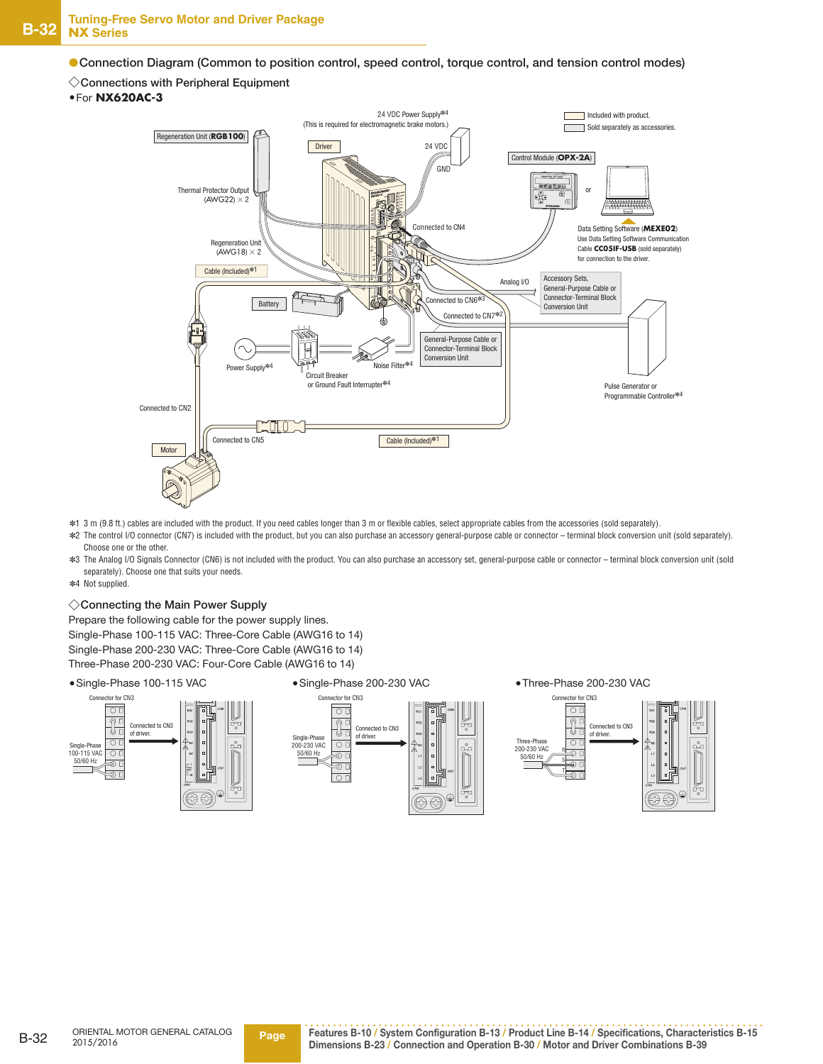## ●Connection Diagram (Common to position control, speed control, torque control, and tension control modes)

### ◇Connections with Peripheral Equipment

•For **NX620AC-3**

Included with product.
Sold separately as accessories.

24 VDC Power Supply*4
(This is required for electromagnetic brake motors.)

Regeneration Unit (**RGB100**)

Driver

24 VDC

GND

Control Module (**OPX-2A**)

or

Thermal Protector Output (AWG22) × 2

Connected to CN4

Data Setting Software (**MEXE02**)
Use Data Setting Software Communication Cable **CC05IF-USB** (sold separately) for connection to the driver.

Regeneration Unit (AWG18) × 2

Cable (Included)*1

Analog I/O

Accessory Sets, General-Purpose Cable or Connector-Terminal Block Conversion Unit

Battery

Connected to CN6*3

Connected to CN7*2

General-Purpose Cable or Connector-Terminal Block Conversion Unit

Power Supply*4

Noise Filter*4

Circuit Breaker or Ground Fault Interrupter*4

Pulse Generator or Programmable Controller*4

Connected to CN2

Connected to CN5

Motor

Cable (Included)*1

*1 3 m (9.8 ft.) cables are included with the product. If you need cables longer than 3 m or flexible cables, select appropriate cables from the accessories (sold separately).
*2 The control I/O connector (CN7) is included with the product, but you can also purchase an accessory general-purpose cable or connector – terminal block conversion unit (sold separately). Choose one or the other.
*3 The Analog I/O Signals Connector (CN6) is not included with the product. You can also purchase an accessory set, general-purpose cable or connector – terminal block conversion unit (sold separately). Choose one that suits your needs.
*4 Not supplied.

### ◇Connecting the Main Power Supply

Prepare the following cable for the power supply lines.
Single-Phase 100-115 VAC: Three-Core Cable (AWG16 to 14)
Single-Phase 200-230 VAC: Three-Core Cable (AWG16 to 14)
Three-Phase 200-230 VAC: Four-Core Cable (AWG16 to 14)

•Single-Phase 100-115 VAC

Connector for CN3
Connected to CN3 of driver.
Single-Phase 100-115 VAC 50/60 Hz

•Single-Phase 200-230 VAC

Connector for CN3
Connected to CN3 of driver.
Single-Phase 200-230 VAC 50/60 Hz

•Three-Phase 200-230 VAC

Connector for CN3
Connected to CN3 of driver.
Three-Phase 200-230 VAC 50/60 Hz
R
S
T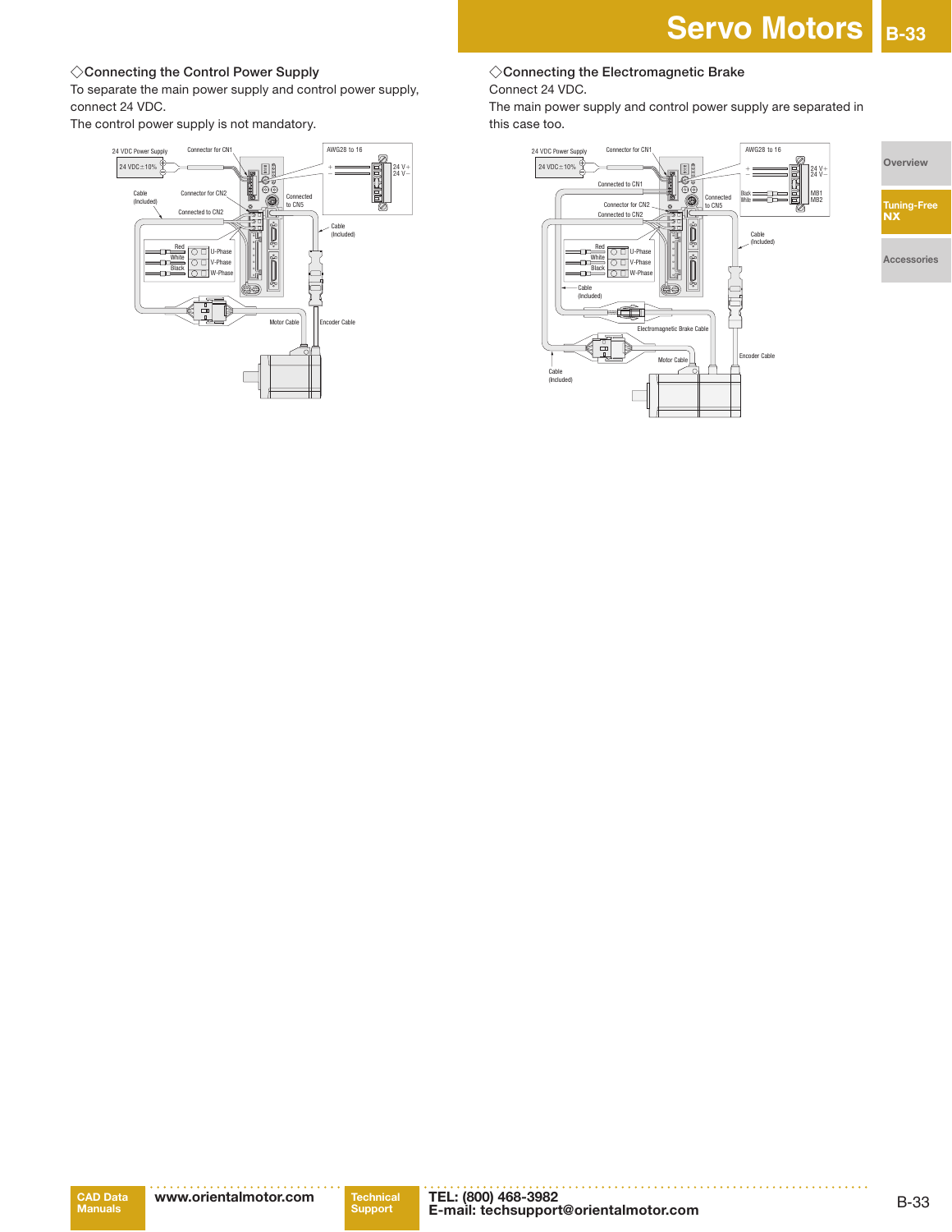## ◇Connecting the Control Power Supply

To separate the main power supply and control power supply, connect 24 VDC.

The control power supply is not mandatory.

24 VDC Power Supply

24 VDC±10%

Connector for CN1

AWG28 to 16

24 V+
24 V−

Cable (Included)

Connector for CN2

Connected to CN5

Connected to CN2

Cable (Included)

Red
White
Black

U-Phase
V-Phase
W-Phase

Motor Cable

Encoder Cable

## ◇Connecting the Electromagnetic Brake

Connect 24 VDC.

The main power supply and control power supply are separated in this case too.

24 VDC Power Supply

24 VDC±10%

Connector for CN1

AWG28 to 16

24 V+
24 V−

Connected to CN1

Black
White

MB1
MB2

Connected to CN5

Connector for CN2

Connected to CN2

Cable (Included)

Red
White
Black

U-Phase
V-Phase
W-Phase

Cable (Included)

Electromagnetic Brake Cable

Motor Cable

Encoder Cable

Cable (Included)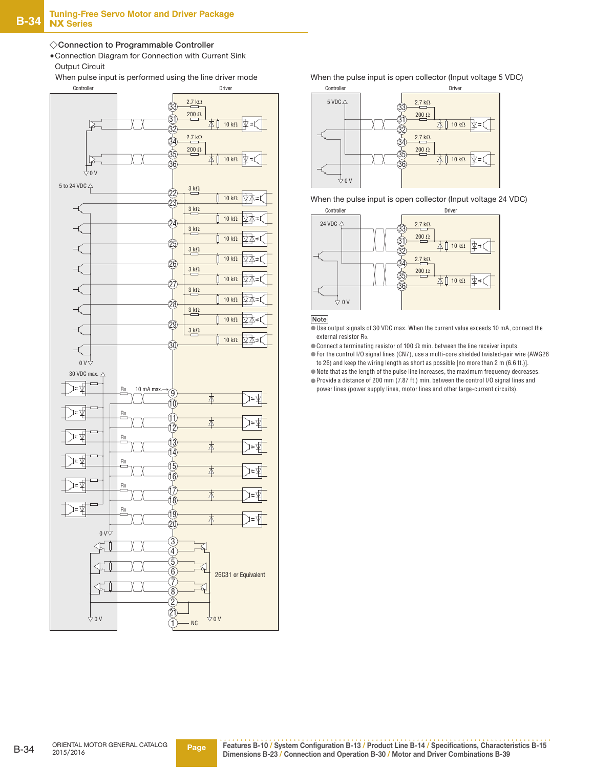### ◇Connection to Programmable Controller

●Connection Diagram for Connection with Current Sink Output Circuit

When pulse input is performed using the line driver mode

When the pulse input is open collector (Input voltage 5 VDC)

When the pulse input is open collector (Input voltage 24 VDC)

**Note**

- Use output signals of 30 VDC max. When the current value exceeds 10 mA, connect the external resistor $R_0$.
- Connect a terminating resistor of 100 Ω min. between the line receiver inputs.
- For the control I/O signal lines (CN7), use a multi-core shielded twisted-pair wire (AWG28 to 26) and keep the wiring length as short as possible [no more than 2 m (6.6 ft.)].
- Note that as the length of the pulse line increases, the maximum frequency decreases.
- Provide a distance of 200 mm (7.87 ft.) min. between the control I/O signal lines and power lines (power supply lines, motor lines and other large-current circuits).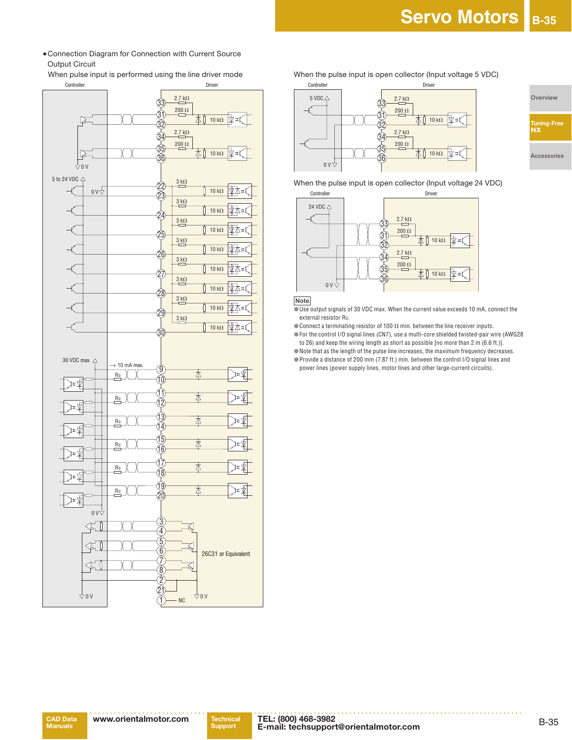- Connection Diagram for Connection with Current Source Output Circuit

When pulse input is performed using the line driver mode

Controller | Driver

5 to 24 VDC | 0 V

30 VDC max. | → 10 mA max.

$R_0$

26C31 or Equivalent

NC

When the pulse input is open collector (Input voltage 5 VDC)

Controller | Driver

5 VDC | 0 V

When the pulse input is open collector (Input voltage 24 VDC)

Controller | Driver

24 VDC | 0 V

**Note**

- Use output signals of 30 VDC max. When the current value exceeds 10 mA, connect the external resistor $R_0$.
- Connect a terminating resistor of 100 Ω min. between the line receiver inputs.
- For the control I/O signal lines (CN7), use a multi-core shielded twisted-pair wire (AWG28 to 26) and keep the wiring length as short as possible [no more than 2 m (6.6 ft.)].
- Note that as the length of the pulse line increases, the maximum frequency decreases.
- Provide a distance of 200 mm (7.87 ft.) min. between the control I/O signal lines and power lines (power supply lines, motor lines and other large-current circuits).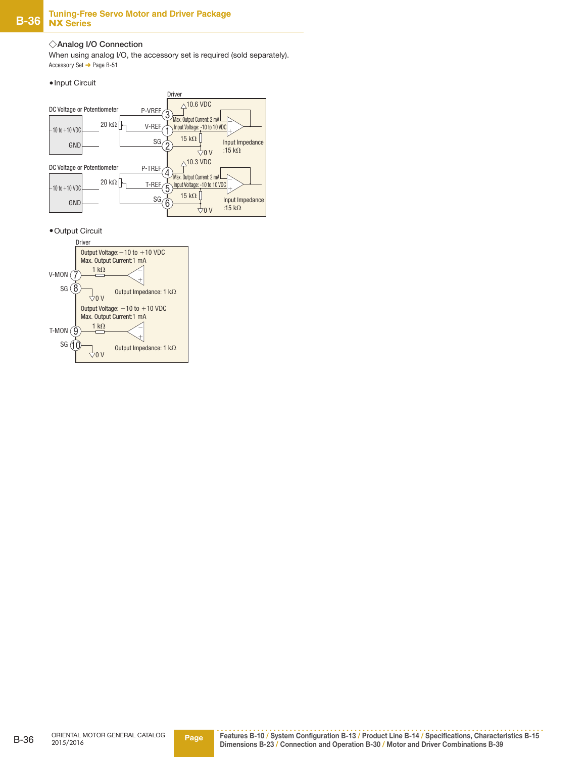◇Analog I/O Connection

When using analog I/O, the accessory set is required (sold separately).

Accessory Set ➜ Page B-51

● Input Circuit

Driver

DC Voltage or Potentiometer

−10 to +10 VDC

GND

20 kΩ

P-VREF 3

V-REF 1

SG 2

10.6 VDC

Max. Output Current: 2 mA

Input Voltage: -10 to 10 VDC

15 kΩ

0 V

Input Impedance :15 kΩ

DC Voltage or Potentiometer

−10 to +10 VDC

GND

20 kΩ

P-TREF 4

T-REF 5

SG 6

10.3 VDC

Max. Output Current: 2 mA

Input Voltage: -10 to 10 VDC

15 kΩ

0 V

Input Impedance :15 kΩ

● Output Circuit

Driver

Output Voltage: −10 to +10 VDC

Max. Output Current:1 mA

V-MON 7

1 kΩ

SG 8

0 V

Output Impedance: 1 kΩ

Output Voltage: −10 to +10 VDC

Max. Output Current:1 mA

T-MON 9

1 kΩ

SG 10

0 V

Output Impedance: 1 kΩ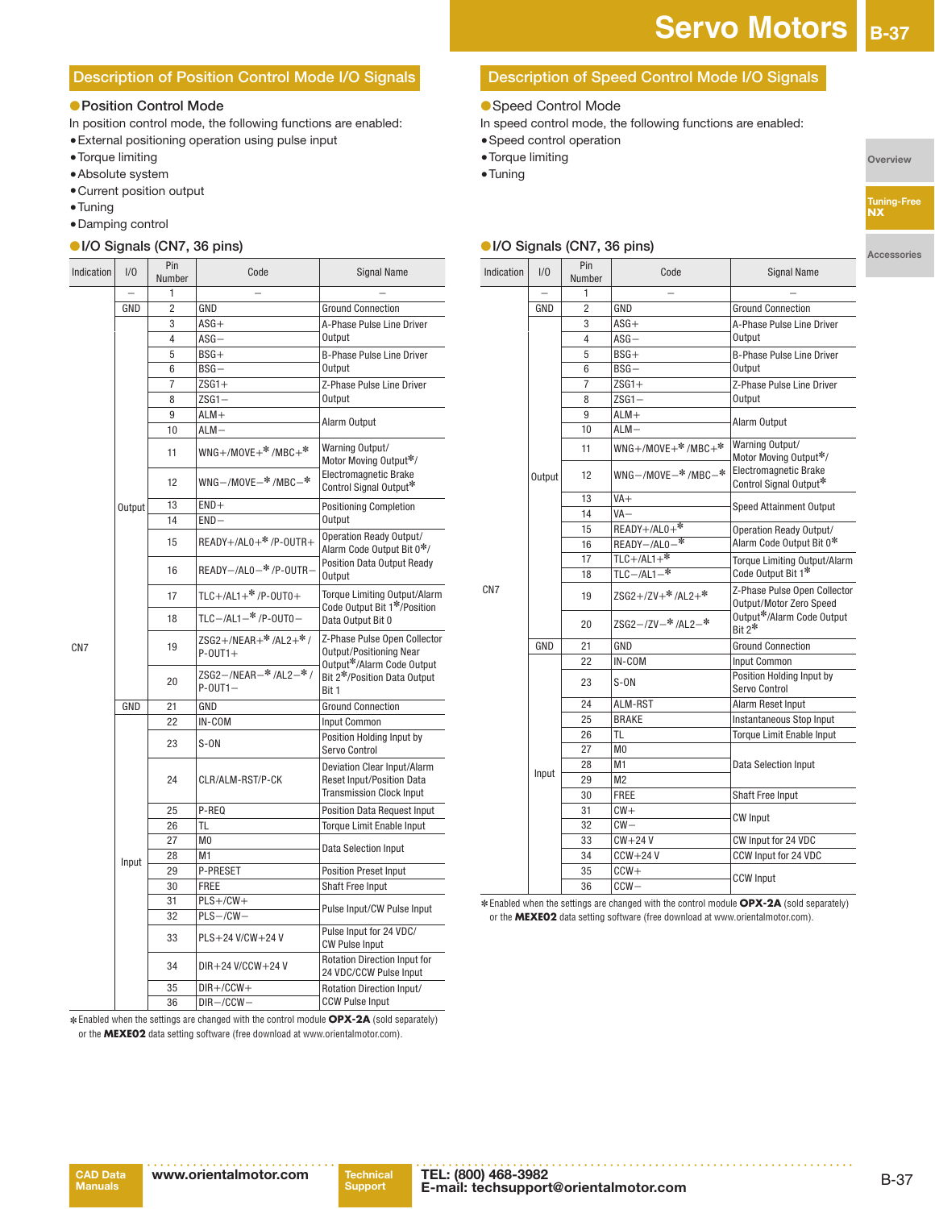## Description of Position Control Mode I/O Signals

### Position Control Mode

In position control mode, the following functions are enabled:

- External positioning operation using pulse input
- Torque limiting
- Absolute system
- Current position output
- Tuning
- Damping control

### I/O Signals (CN7, 36 pins)

| Indication | I/O | Pin Number | Code | Signal Name |
|---|---|---|---|---|
| CN7 | – | 1 | – | – |
| | GND | 2 | GND | Ground Connection |
| | Output | 3 | ASG+ | A-Phase Pulse Line Driver Output |
| | | 4 | ASG– | |
| | | 5 | BSG+ | B-Phase Pulse Line Driver Output |
| | | 6 | BSG– | |
| | | 7 | ZSG1+ | Z-Phase Pulse Line Driver Output |
| | | 8 | ZSG1– | |
| | | 9 | ALM+ | Alarm Output |
| | | 10 | ALM– | |
| | | 11 | WNG+/MOVE+* /MBC+* | Warning Output/ Motor Moving Output*/ Electromagnetic Brake Control Signal Output* |
| | | 12 | WNG–/MOVE–* /MBC–* | |
| | | 13 | END+ | Positioning Completion Output |
| | | 14 | END– | |
| | | 15 | READY+/AL0+* /P-OUTR+ | Operation Ready Output/ Alarm Code Output Bit 0*/ Position Data Output Ready Output |
| | | 16 | READY–/AL0–* /P-OUTR– | |
| | | 17 | TLC+/AL1+* /P-OUT0+ | Torque Limiting Output/Alarm Code Output Bit 1*/Position Data Output Bit 0 |
| | | 18 | TLC–/AL1–* /P-OUT0– | |
| | | 19 | ZSG2+/NEAR+* /AL2+* / P-OUT1+ | Z-Phase Pulse Open Collector Output/Positioning Near Output*/Alarm Code Output Bit 2*/Position Data Output Bit 1 |
| | | 20 | ZSG2–/NEAR–* /AL2–* / P-OUT1– | |
| | GND | 21 | GND | Ground Connection |
| | Input | 22 | IN-COM | Input Common |
| | | 23 | S-ON | Position Holding Input by Servo Control |
| | | 24 | CLR/ALM-RST/P-CK | Deviation Clear Input/Alarm Reset Input/Position Data Transmission Clock Input |
| | | 25 | P-REQ | Position Data Request Input |
| | | 26 | TL | Torque Limit Enable Input |
| | | 27 | M0 | Data Selection Input |
| | | 28 | M1 | |
| | | 29 | P-PRESET | Position Preset Input |
| | | 30 | FREE | Shaft Free Input |
| | | 31 | PLS+/CW+ | Pulse Input/CW Pulse Input |
| | | 32 | PLS–/CW– | |
| | | 33 | PLS+24 V/CW+24 V | Pulse Input for 24 VDC/ CW Pulse Input |
| | | 34 | DIR+24 V/CCW+24 V | Rotation Direction Input for 24 VDC/CCW Pulse Input |
| | | 35 | DIR+/CCW+ | Rotation Direction Input/ CCW Pulse Input |
| | | 36 | DIR–/CCW– | |

*Enabled when the settings are changed with the control module **OPX-2A** (sold separately) or the **MEXE02** data setting software (free download at www.orientalmotor.com).

## Description of Speed Control Mode I/O Signals

### Speed Control Mode

In speed control mode, the following functions are enabled:

- Speed control operation
- Torque limiting
- Tuning

### I/O Signals (CN7, 36 pins)

| Indication | I/O | Pin Number | Code | Signal Name |
|---|---|---|---|---|
| CN7 | – | 1 | – | – |
| | GND | 2 | GND | Ground Connection |
| | Output | 3 | ASG+ | A-Phase Pulse Line Driver Output |
| | | 4 | ASG– | |
| | | 5 | BSG+ | B-Phase Pulse Line Driver Output |
| | | 6 | BSG– | |
| | | 7 | ZSG1+ | Z-Phase Pulse Line Driver Output |
| | | 8 | ZSG1– | |
| | | 9 | ALM+ | Alarm Output |
| | | 10 | ALM– | |
| | | 11 | WNG+/MOVE+* /MBC+* | Warning Output/ Motor Moving Output*/ Electromagnetic Brake Control Signal Output* |
| | | 12 | WNG–/MOVE–* /MBC–* | |
| | | 13 | VA+ | Speed Attainment Output |
| | | 14 | VA– | |
| | | 15 | READY+/AL0+* | Operation Ready Output/ Alarm Code Output Bit 0* |
| | | 16 | READY–/AL0–* | |
| | | 17 | TLC+/AL1+* | Torque Limiting Output/Alarm Code Output Bit 1* |
| | | 18 | TLC–/AL1–* | |
| | | 19 | ZSG2+/ZV+* /AL2+* | Z-Phase Pulse Open Collector Output/Motor Zero Speed Output*/Alarm Code Output Bit 2* |
| | | 20 | ZSG2–/ZV–* /AL2–* | |
| | GND | 21 | GND | Ground Connection |
| | Input | 22 | IN-COM | Input Common |
| | | 23 | S-ON | Position Holding Input by Servo Control |
| | | 24 | ALM-RST | Alarm Reset Input |
| | | 25 | BRAKE | Instantaneous Stop Input |
| | | 26 | TL | Torque Limit Enable Input |
| | | 27 | M0 | Data Selection Input |
| | | 28 | M1 | |
| | | 29 | M2 | |
| | | 30 | FREE | Shaft Free Input |
| | | 31 | CW+ | CW Input |
| | | 32 | CW– | |
| | | 33 | CW+24 V | CW Input for 24 VDC |
| | | 34 | CCW+24 V | CCW Input for 24 VDC |
| | | 35 | CCW+ | CCW Input |
| | | 36 | CCW– | |

*Enabled when the settings are changed with the control module **OPX-2A** (sold separately) or the **MEXE02** data setting software (free download at www.orientalmotor.com).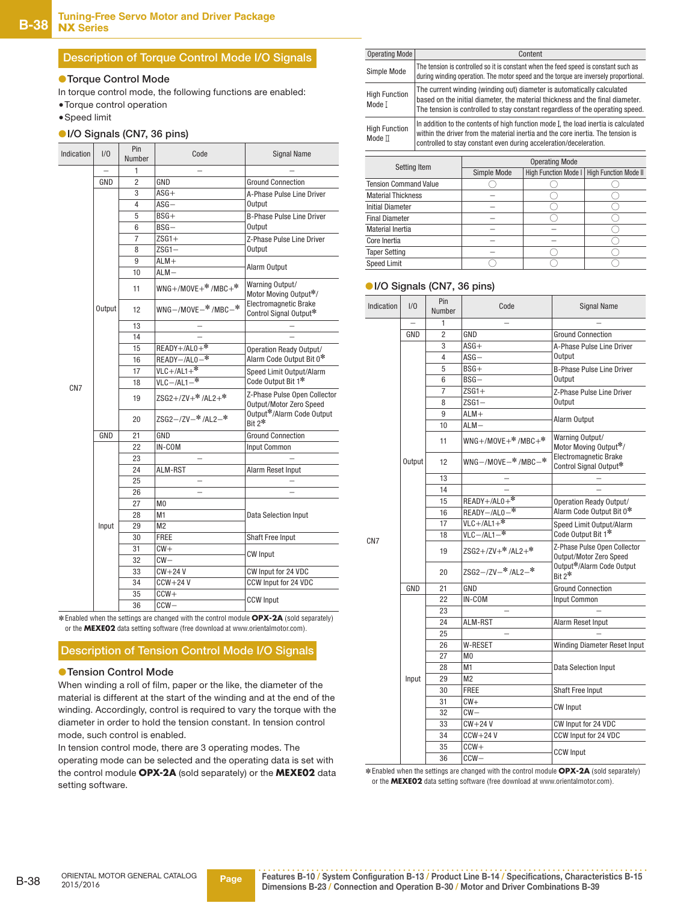## Description of Torque Control Mode I/O Signals

### ●Torque Control Mode

In torque control mode, the following functions are enabled:

- Torque control operation
- Speed limit

### ●I/O Signals (CN7, 36 pins)

| Indication | I/O | Pin Number | Code | Signal Name |
|---|---|---|---|---|
| CN7 | – | 1 | – | – |
| | GND | 2 | GND | Ground Connection |
| | Output | 3 | ASG+ | A-Phase Pulse Line Driver Output |
| | | 4 | ASG– | |
| | | 5 | BSG+ | B-Phase Pulse Line Driver Output |
| | | 6 | BSG– | |
| | | 7 | ZSG1+ | Z-Phase Pulse Line Driver Output |
| | | 8 | ZSG1– | |
| | | 9 | ALM+ | Alarm Output |
| | | 10 | ALM– | |
| | | 11 | WNG+/MOVE+*/MBC+* | Warning Output/Motor Moving Output*/Electromagnetic Brake Control Signal Output* |
| | | 12 | WNG–/MOVE–*/MBC–* | |
| | | 13 | – | – |
| | | 14 | – | – |
| | | 15 | READY+/AL0+* | Operation Ready Output/Alarm Code Output Bit 0* |
| | | 16 | READY–/AL0–* | |
| | | 17 | VLC+/AL1+* | Speed Limit Output/Alarm Code Output Bit 1* |
| | | 18 | VLC–/AL1–* | |
| | | 19 | ZSG2+/ZV+*/AL2+* | Z-Phase Pulse Open Collector Output/Motor Zero Speed Output*/Alarm Code Output Bit 2* |
| | | 20 | ZSG2–/ZV–*/AL2–* | |
| | GND | 21 | GND | Ground Connection |
| | Input | 22 | IN-COM | Input Common |
| | | 23 | – | – |
| | | 24 | ALM-RST | Alarm Reset Input |
| | | 25 | – | – |
| | | 26 | – | – |
| | | 27 | M0 | Data Selection Input |
| | | 28 | M1 | |
| | | 29 | M2 | |
| | | 30 | FREE | Shaft Free Input |
| | | 31 | CW+ | CW Input |
| | | 32 | CW– | |
| | | 33 | CW+24 V | CW Input for 24 VDC |
| | | 34 | CCW+24 V | CCW Input for 24 VDC |
| | | 35 | CCW+ | CCW Input |
| | | 36 | CCW– | |

*Enabled when the settings are changed with the control module **OPX-2A** (sold separately) or the **MEXE02** data setting software (free download at www.orientalmotor.com).

## Description of Tension Control Mode I/O Signals

### ●Tension Control Mode

When winding a roll of film, paper or the like, the diameter of the material is different at the start of the winding and at the end of the winding. Accordingly, control is required to vary the torque with the diameter in order to hold the tension constant. In tension control mode, such control is enabled.

In tension control mode, there are 3 operating modes. The operating mode can be selected and the operating data is set with the control module **OPX-2A** (sold separately) or the **MEXE02** data setting software.

| Operating Mode | Content |
|---|---|
| Simple Mode | The tension is controlled so it is constant when the feed speed is constant such as during winding operation. The motor speed and the torque are inversely proportional. |
| High Function Mode I | The current winding (winding out) diameter is automatically calculated based on the initial diameter, the material thickness and the final diameter. The tension is controlled to stay constant regardless of the operating speed. |
| High Function Mode II | In addition to the contents of high function mode I, the load inertia is calculated within the driver from the material inertia and the core inertia. The tension is controlled to stay constant even during acceleration/deceleration. |

| Setting Item | Operating Mode | | |
|---|---|---|---|
| | Simple Mode | High Function Mode I | High Function Mode II |
| Tension Command Value | ○ | ○ | ○ |
| Material Thickness | – | ○ | ○ |
| Initial Diameter | – | ○ | ○ |
| Final Diameter | – | ○ | ○ |
| Material Inertia | – | – | ○ |
| Core Inertia | – | – | ○ |
| Taper Setting | – | ○ | ○ |
| Speed Limit | ○ | ○ | ○ |

### ●I/O Signals (CN7, 36 pins)

| Indication | I/O | Pin Number | Code | Signal Name |
|---|---|---|---|---|
| CN7 | – | 1 | – | – |
| | GND | 2 | GND | Ground Connection |
| | Output | 3 | ASG+ | A-Phase Pulse Line Driver Output |
| | | 4 | ASG– | |
| | | 5 | BSG+ | B-Phase Pulse Line Driver Output |
| | | 6 | BSG– | |
| | | 7 | ZSG1+ | Z-Phase Pulse Line Driver Output |
| | | 8 | ZSG1– | |
| | | 9 | ALM+ | Alarm Output |
| | | 10 | ALM– | |
| | | 11 | WNG+/MOVE+*/MBC+* | Warning Output/Motor Moving Output*/Electromagnetic Brake Control Signal Output* |
| | | 12 | WNG–/MOVE–*/MBC–* | |
| | | 13 | – | – |
| | | 14 | – | – |
| | | 15 | READY+/AL0+* | Operation Ready Output/Alarm Code Output Bit 0* |
| | | 16 | READY–/AL0–* | |
| | | 17 | VLC+/AL1+* | Speed Limit Output/Alarm Code Output Bit 1* |
| | | 18 | VLC–/AL1–* | |
| | | 19 | ZSG2+/ZV+*/AL2+* | Z-Phase Pulse Open Collector Output/Motor Zero Speed Output*/Alarm Code Output Bit 2* |
| | | 20 | ZSG2–/ZV–*/AL2–* | |
| | GND | 21 | GND | Ground Connection |
| | Input | 22 | IN-COM | Input Common |
| | | 23 | – | – |
| | | 24 | ALM-RST | Alarm Reset Input |
| | | 25 | – | – |
| | | 26 | W-RESET | Winding Diameter Reset Input |
| | | 27 | M0 | Data Selection Input |
| | | 28 | M1 | |
| | | 29 | M2 | |
| | | 30 | FREE | Shaft Free Input |
| | | 31 | CW+ | CW Input |
| | | 32 | CW– | |
| | | 33 | CW+24 V | CW Input for 24 VDC |
| | | 34 | CCW+24 V | CCW Input for 24 VDC |
| | | 35 | CCW+ | CCW Input |
| | | 36 | CCW– | |

*Enabled when the settings are changed with the control module **OPX-2A** (sold separately) or the **MEXE02** data setting software (free download at www.orientalmotor.com).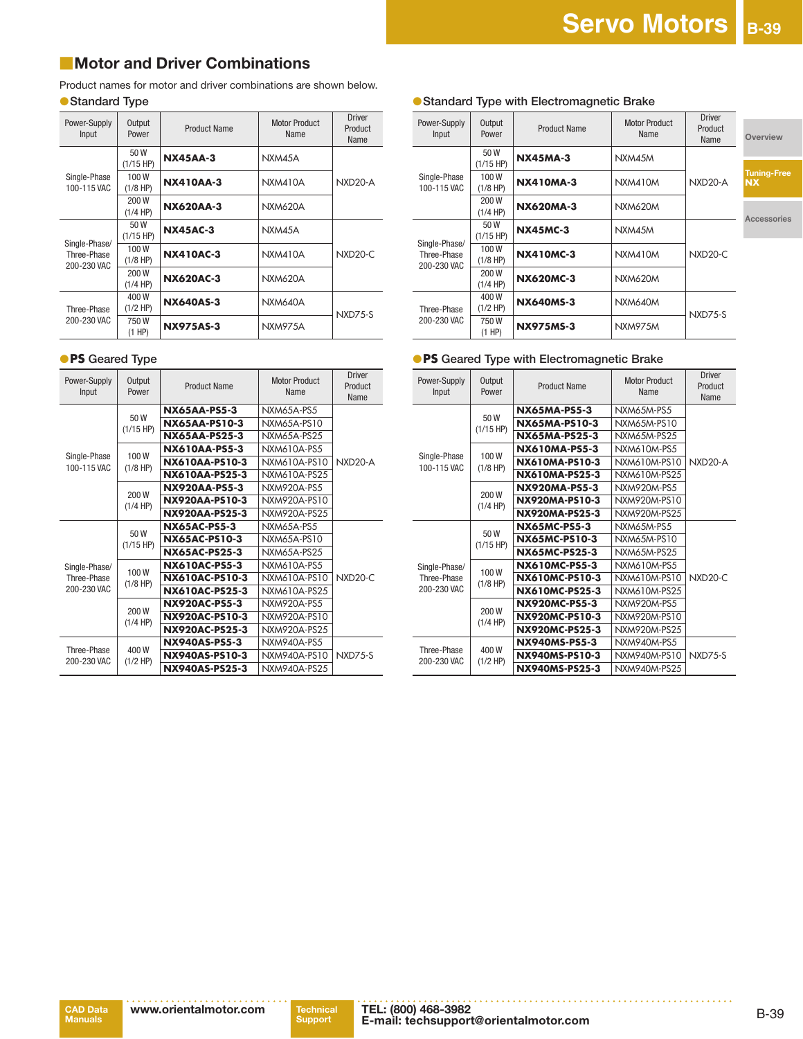## Motor and Driver Combinations

Product names for motor and driver combinations are shown below.

### Standard Type

| Power-Supply Input | Output Power | Product Name | Motor Product Name | Driver Product Name |
|---|---|---|---|---|
| Single-Phase 100-115 VAC | 50 W (1/15 HP) | **NX45AA-3** | NXM45A | NXD20-A |
| | 100 W (1/8 HP) | **NX410AA-3** | NXM410A | |
| | 200 W (1/4 HP) | **NX620AA-3** | NXM620A | |
| Single-Phase/ Three-Phase 200-230 VAC | 50 W (1/15 HP) | **NX45AC-3** | NXM45A | NXD20-C |
| | 100 W (1/8 HP) | **NX410AC-3** | NXM410A | |
| | 200 W (1/4 HP) | **NX620AC-3** | NXM620A | |
| Three-Phase 200-230 VAC | 400 W (1/2 HP) | **NX640AS-3** | NXM640A | NXD75-S |
| | 750 W (1 HP) | **NX975AS-3** | NXM975A | |

### Standard Type with Electromagnetic Brake

| Power-Supply Input | Output Power | Product Name | Motor Product Name | Driver Product Name |
|---|---|---|---|---|
| Single-Phase 100-115 VAC | 50 W (1/15 HP) | **NX45MA-3** | NXM45M | NXD20-A |
| | 100 W (1/8 HP) | **NX410MA-3** | NXM410M | |
| | 200 W (1/4 HP) | **NX620MA-3** | NXM620M | |
| Single-Phase/ Three-Phase 200-230 VAC | 50 W (1/15 HP) | **NX45MC-3** | NXM45M | NXD20-C |
| | 100 W (1/8 HP) | **NX410MC-3** | NXM410M | |
| | 200 W (1/4 HP) | **NX620MC-3** | NXM620M | |
| Three-Phase 200-230 VAC | 400 W (1/2 HP) | **NX640MS-3** | NXM640M | NXD75-S |
| | 750 W (1 HP) | **NX975MS-3** | NXM975M | |

### PS Geared Type

| Power-Supply Input | Output Power | Product Name | Motor Product Name | Driver Product Name |
|---|---|---|---|---|
| Single-Phase 100-115 VAC | 50 W (1/15 HP) | **NX65AA-PS5-3** | NXM65A-PS5 | NXD20-A |
| | | **NX65AA-PS10-3** | NXM65A-PS10 | |
| | | **NX65AA-PS25-3** | NXM65A-PS25 | |
| | 100 W (1/8 HP) | **NX610AA-PS5-3** | NXM610A-PS5 | |
| | | **NX610AA-PS10-3** | NXM610A-PS10 | |
| | | **NX610AA-PS25-3** | NXM610A-PS25 | |
| | 200 W (1/4 HP) | **NX920AA-PS5-3** | NXM920A-PS5 | |
| | | **NX920AA-PS10-3** | NXM920A-PS10 | |
| | | **NX920AA-PS25-3** | NXM920A-PS25 | |
| Single-Phase/ Three-Phase 200-230 VAC | 50 W (1/15 HP) | **NX65AC-PS5-3** | NXM65A-PS5 | NXD20-C |
| | | **NX65AC-PS10-3** | NXM65A-PS10 | |
| | | **NX65AC-PS25-3** | NXM65A-PS25 | |
| | 100 W (1/8 HP) | **NX610AC-PS5-3** | NXM610A-PS5 | |
| | | **NX610AC-PS10-3** | NXM610A-PS10 | |
| | | **NX610AC-PS25-3** | NXM610A-PS25 | |
| | 200 W (1/4 HP) | **NX920AC-PS5-3** | NXM920A-PS5 | |
| | | **NX920AC-PS10-3** | NXM920A-PS10 | |
| | | **NX920AC-PS25-3** | NXM920A-PS25 | |
| Three-Phase 200-230 VAC | 400 W (1/2 HP) | **NX940AS-PS5-3** | NXM940A-PS5 | NXD75-S |
| | | **NX940AS-PS10-3** | NXM940A-PS10 | |
| | | **NX940AS-PS25-3** | NXM940A-PS25 | |

### PS Geared Type with Electromagnetic Brake

| Power-Supply Input | Output Power | Product Name | Motor Product Name | Driver Product Name |
|---|---|---|---|---|
| Single-Phase 100-115 VAC | 50 W (1/15 HP) | **NX65MA-PS5-3** | NXM65M-PS5 | NXD20-A |
| | | **NX65MA-PS10-3** | NXM65M-PS10 | |
| | | **NX65MA-PS25-3** | NXM65M-PS25 | |
| | 100 W (1/8 HP) | **NX610MA-PS5-3** | NXM610M-PS5 | |
| | | **NX610MA-PS10-3** | NXM610M-PS10 | |
| | | **NX610MA-PS25-3** | NXM610M-PS25 | |
| | 200 W (1/4 HP) | **NX920MA-PS5-3** | NXM920M-PS5 | |
| | | **NX920MA-PS10-3** | NXM920M-PS10 | |
| | | **NX920MA-PS25-3** | NXM920M-PS25 | |
| Single-Phase/ Three-Phase 200-230 VAC | 50 W (1/15 HP) | **NX65MC-PS5-3** | NXM65M-PS5 | NXD20-C |
| | | **NX65MC-PS10-3** | NXM65M-PS10 | |
| | | **NX65MC-PS25-3** | NXM65M-PS25 | |
| | 100 W (1/8 HP) | **NX610MC-PS5-3** | NXM610M-PS5 | |
| | | **NX610MC-PS10-3** | NXM610M-PS10 | |
| | | **NX610MC-PS25-3** | NXM610M-PS25 | |
| | 200 W (1/4 HP) | **NX920MC-PS5-3** | NXM920M-PS5 | |
| | | **NX920MC-PS10-3** | NXM920M-PS10 | |
| | | **NX920MC-PS25-3** | NXM920M-PS25 | |
| Three-Phase 200-230 VAC | 400 W (1/2 HP) | **NX940MS-PS5-3** | NXM940M-PS5 | NXD75-S |
| | | **NX940MS-PS10-3** | NXM940M-PS10 | |
| | | **NX940MS-PS25-3** | NXM940M-PS25 | |